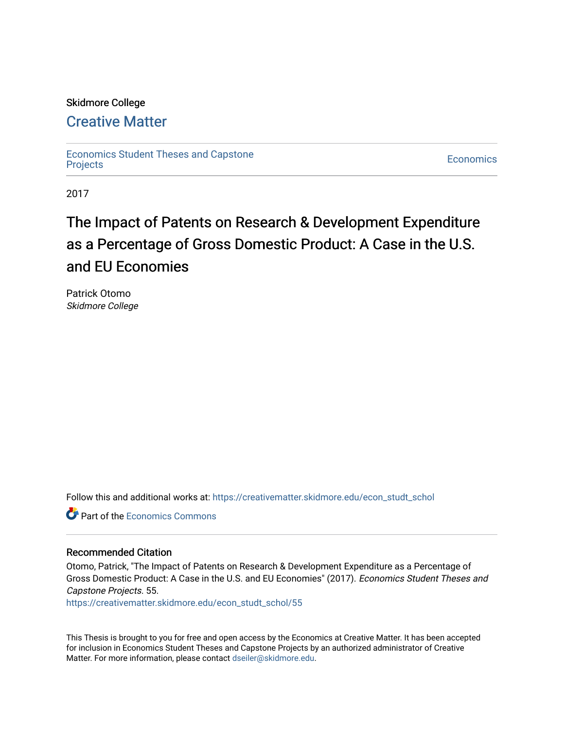Skidmore College

# Creative Matter

Economics Student Theses and Capstone Projects

Economics

2017

# The Impact of Patents on Research & Development Expenditure as a Percentage of Gross Domestic Product: A Case in the U.S. and EU Economies

Patrick Otomo
*Skidmore College*

Follow this and additional works at: https://creativematter.skidmore.edu/econ_studt_schol

Part of the Economics Commons

## Recommended Citation

Otomo, Patrick, "The Impact of Patents on Research & Development Expenditure as a Percentage of Gross Domestic Product: A Case in the U.S. and EU Economies" (2017). *Economics Student Theses and Capstone Projects*. 55.
https://creativematter.skidmore.edu/econ_studt_schol/55

This Thesis is brought to you for free and open access by the Economics at Creative Matter. It has been accepted for inclusion in Economics Student Theses and Capstone Projects by an authorized administrator of Creative Matter. For more information, please contact dseiler@skidmore.edu.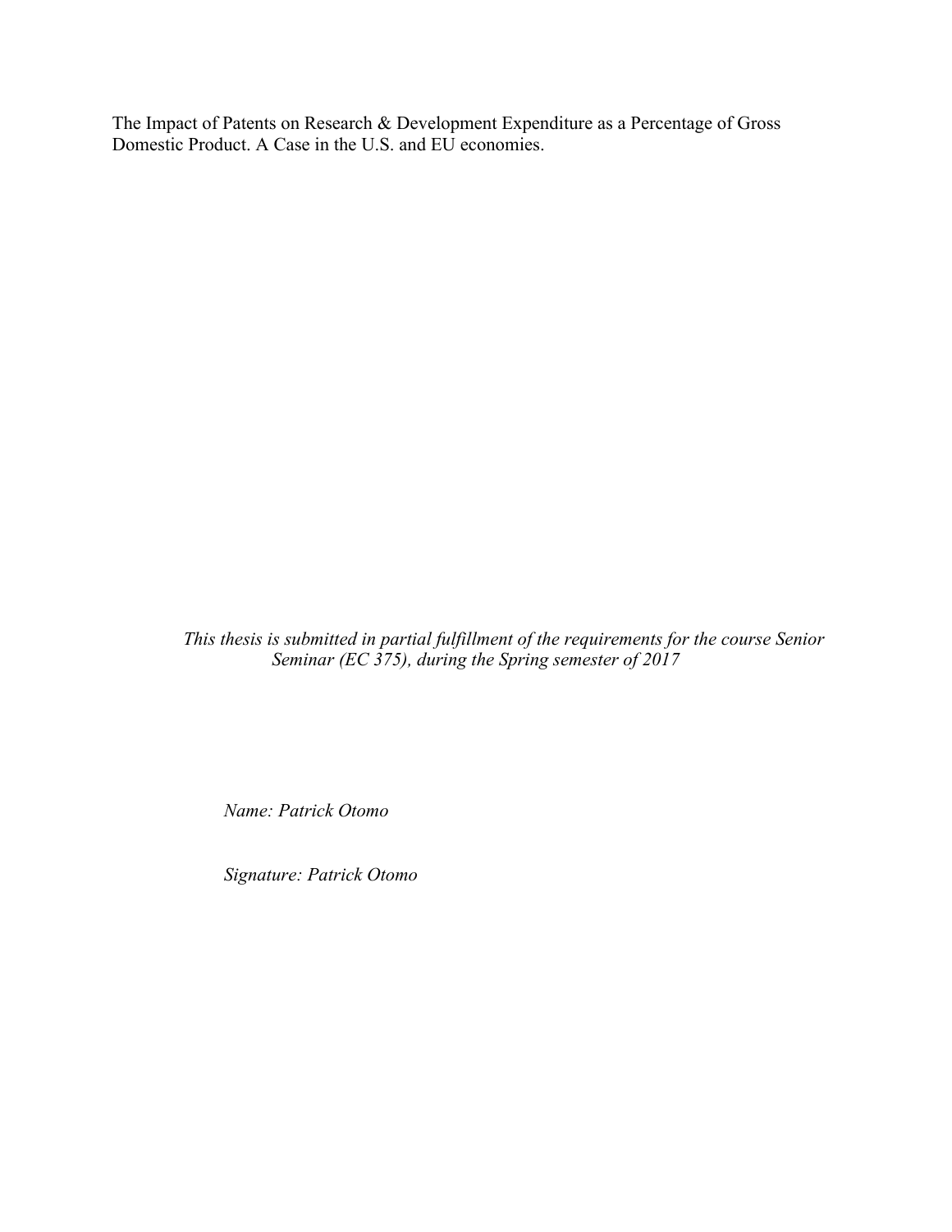The Impact of Patents on Research & Development Expenditure as a Percentage of Gross Domestic Product. A Case in the U.S. and EU economies.

*This thesis is submitted in partial fulfillment of the requirements for the course Senior Seminar (EC 375), during the Spring semester of 2017*

*Name: Patrick Otomo*

*Signature: Patrick Otomo*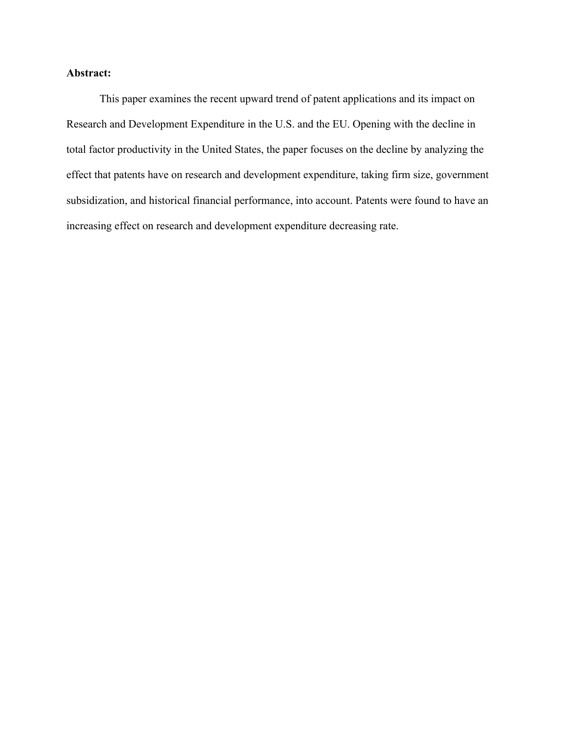**Abstract:**

This paper examines the recent upward trend of patent applications and its impact on Research and Development Expenditure in the U.S. and the EU. Opening with the decline in total factor productivity in the United States, the paper focuses on the decline by analyzing the effect that patents have on research and development expenditure, taking firm size, government subsidization, and historical financial performance, into account. Patents were found to have an increasing effect on research and development expenditure decreasing rate.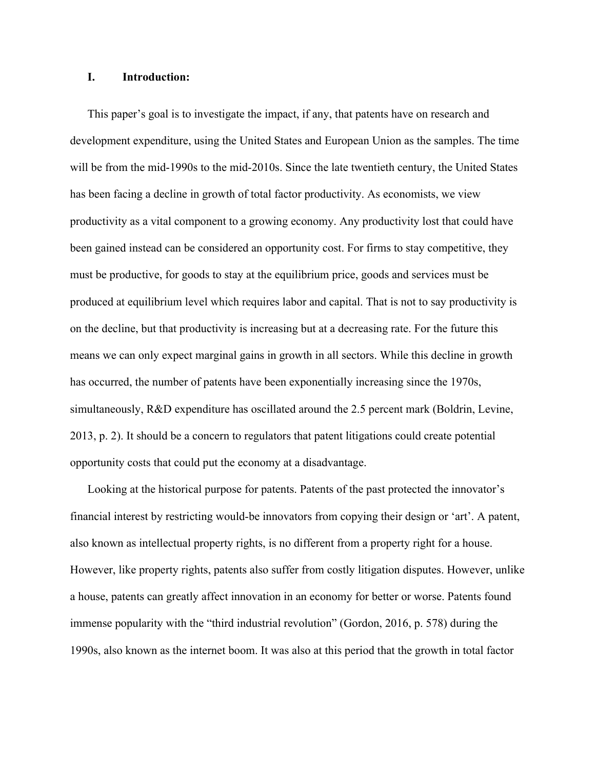## I. Introduction:

This paper's goal is to investigate the impact, if any, that patents have on research and development expenditure, using the United States and European Union as the samples. The time will be from the mid-1990s to the mid-2010s. Since the late twentieth century, the United States has been facing a decline in growth of total factor productivity. As economists, we view productivity as a vital component to a growing economy. Any productivity lost that could have been gained instead can be considered an opportunity cost. For firms to stay competitive, they must be productive, for goods to stay at the equilibrium price, goods and services must be produced at equilibrium level which requires labor and capital. That is not to say productivity is on the decline, but that productivity is increasing but at a decreasing rate. For the future this means we can only expect marginal gains in growth in all sectors. While this decline in growth has occurred, the number of patents have been exponentially increasing since the 1970s, simultaneously, R&D expenditure has oscillated around the 2.5 percent mark (Boldrin, Levine, 2013, p. 2). It should be a concern to regulators that patent litigations could create potential opportunity costs that could put the economy at a disadvantage.

Looking at the historical purpose for patents. Patents of the past protected the innovator's financial interest by restricting would-be innovators from copying their design or 'art'. A patent, also known as intellectual property rights, is no different from a property right for a house. However, like property rights, patents also suffer from costly litigation disputes. However, unlike a house, patents can greatly affect innovation in an economy for better or worse. Patents found immense popularity with the "third industrial revolution" (Gordon, 2016, p. 578) during the 1990s, also known as the internet boom. It was also at this period that the growth in total factor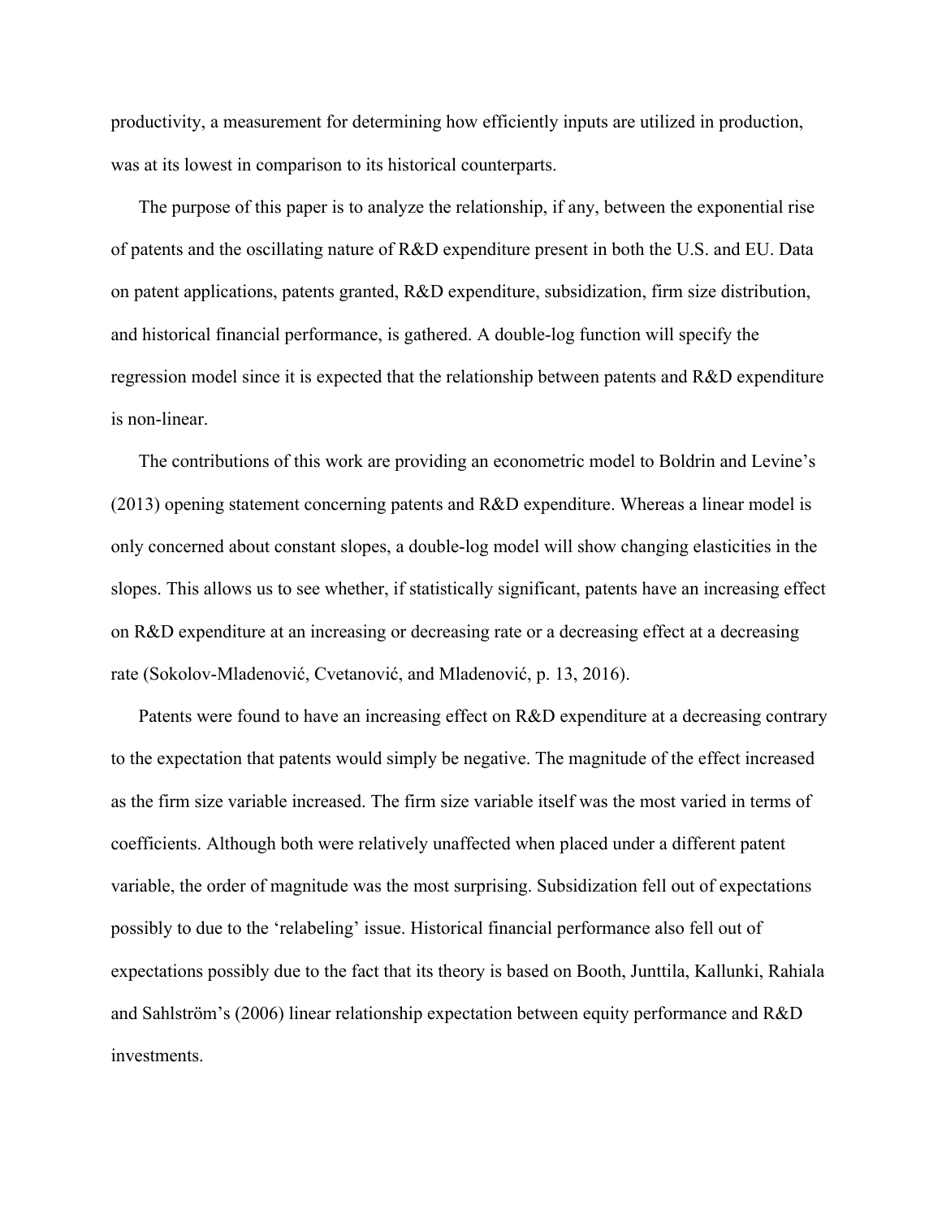productivity, a measurement for determining how efficiently inputs are utilized in production, was at its lowest in comparison to its historical counterparts.

The purpose of this paper is to analyze the relationship, if any, between the exponential rise of patents and the oscillating nature of R&D expenditure present in both the U.S. and EU. Data on patent applications, patents granted, R&D expenditure, subsidization, firm size distribution, and historical financial performance, is gathered. A double-log function will specify the regression model since it is expected that the relationship between patents and R&D expenditure is non-linear.

The contributions of this work are providing an econometric model to Boldrin and Levine's (2013) opening statement concerning patents and R&D expenditure. Whereas a linear model is only concerned about constant slopes, a double-log model will show changing elasticities in the slopes. This allows us to see whether, if statistically significant, patents have an increasing effect on R&D expenditure at an increasing or decreasing rate or a decreasing effect at a decreasing rate (Sokolov-Mladenović, Cvetanović, and Mladenović, p. 13, 2016).

Patents were found to have an increasing effect on R&D expenditure at a decreasing contrary to the expectation that patents would simply be negative. The magnitude of the effect increased as the firm size variable increased. The firm size variable itself was the most varied in terms of coefficients. Although both were relatively unaffected when placed under a different patent variable, the order of magnitude was the most surprising. Subsidization fell out of expectations possibly to due to the 'relabeling' issue. Historical financial performance also fell out of expectations possibly due to the fact that its theory is based on Booth, Junttila, Kallunki, Rahiala and Sahlström's (2006) linear relationship expectation between equity performance and R&D investments.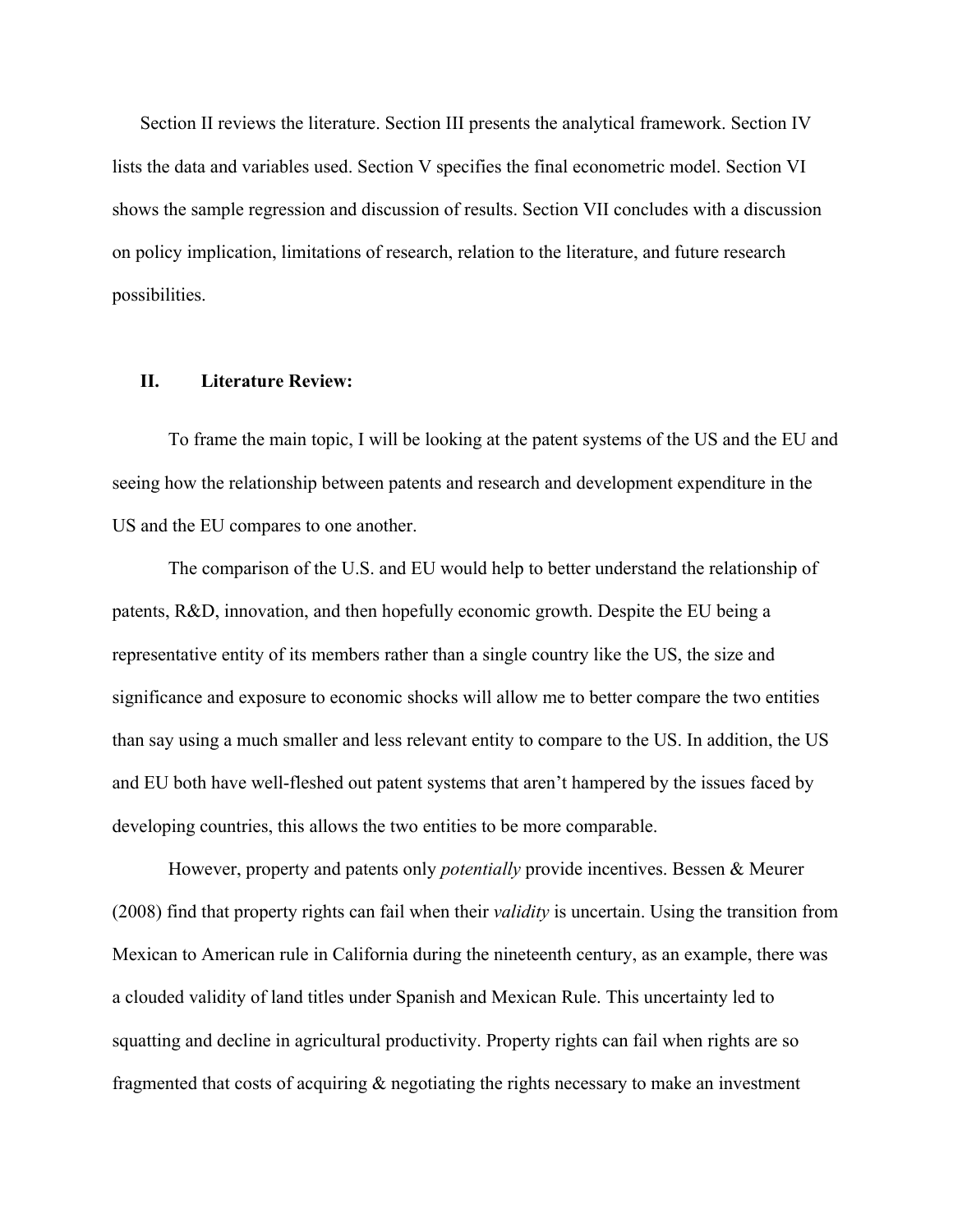Section II reviews the literature. Section III presents the analytical framework. Section IV lists the data and variables used. Section V specifies the final econometric model. Section VI shows the sample regression and discussion of results. Section VII concludes with a discussion on policy implication, limitations of research, relation to the literature, and future research possibilities.

## II. Literature Review:

To frame the main topic, I will be looking at the patent systems of the US and the EU and seeing how the relationship between patents and research and development expenditure in the US and the EU compares to one another.

The comparison of the U.S. and EU would help to better understand the relationship of patents, R&D, innovation, and then hopefully economic growth. Despite the EU being a representative entity of its members rather than a single country like the US, the size and significance and exposure to economic shocks will allow me to better compare the two entities than say using a much smaller and less relevant entity to compare to the US. In addition, the US and EU both have well-fleshed out patent systems that aren't hampered by the issues faced by developing countries, this allows the two entities to be more comparable.

However, property and patents only *potentially* provide incentives. Bessen & Meurer (2008) find that property rights can fail when their *validity* is uncertain. Using the transition from Mexican to American rule in California during the nineteenth century, as an example, there was a clouded validity of land titles under Spanish and Mexican Rule. This uncertainty led to squatting and decline in agricultural productivity. Property rights can fail when rights are so fragmented that costs of acquiring & negotiating the rights necessary to make an investment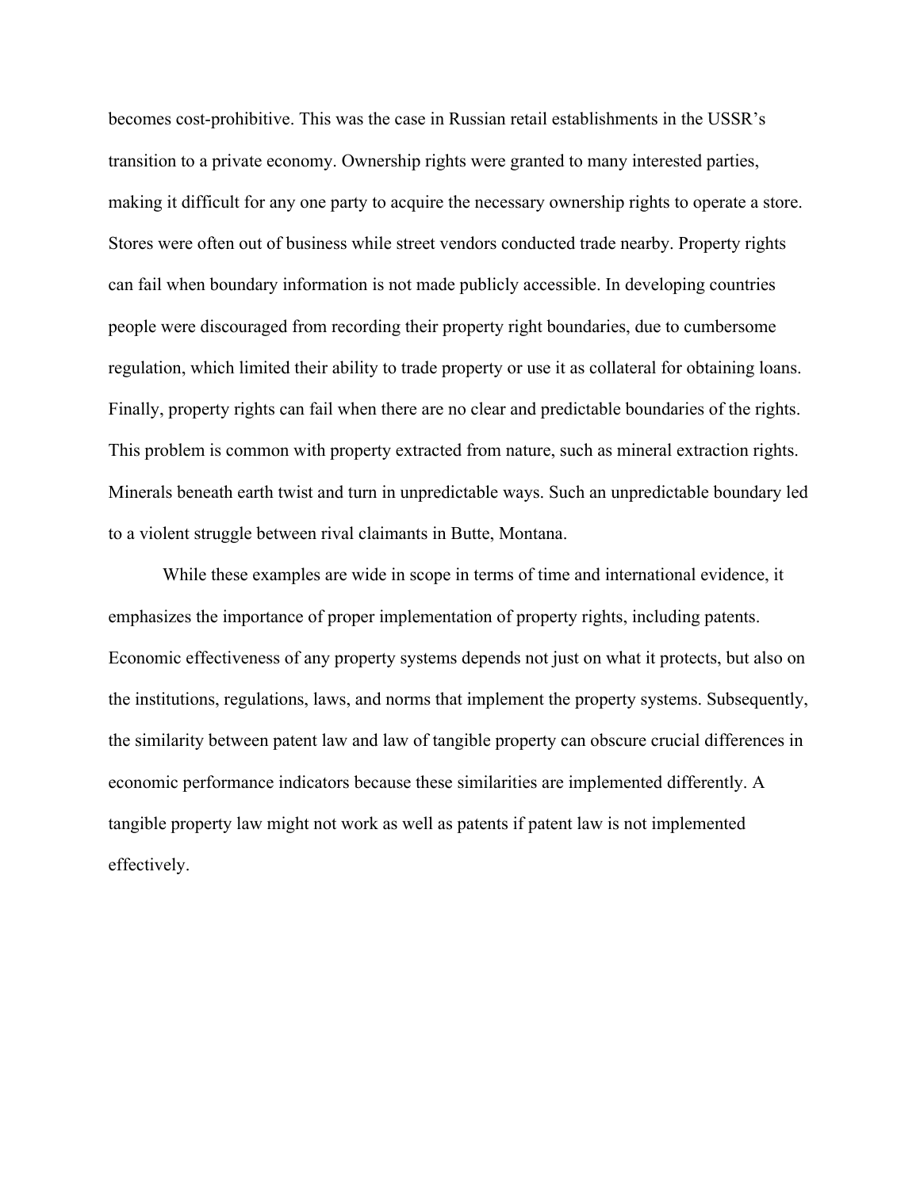becomes cost-prohibitive. This was the case in Russian retail establishments in the USSR's transition to a private economy. Ownership rights were granted to many interested parties, making it difficult for any one party to acquire the necessary ownership rights to operate a store. Stores were often out of business while street vendors conducted trade nearby. Property rights can fail when boundary information is not made publicly accessible. In developing countries people were discouraged from recording their property right boundaries, due to cumbersome regulation, which limited their ability to trade property or use it as collateral for obtaining loans. Finally, property rights can fail when there are no clear and predictable boundaries of the rights. This problem is common with property extracted from nature, such as mineral extraction rights. Minerals beneath earth twist and turn in unpredictable ways. Such an unpredictable boundary led to a violent struggle between rival claimants in Butte, Montana.

While these examples are wide in scope in terms of time and international evidence, it emphasizes the importance of proper implementation of property rights, including patents. Economic effectiveness of any property systems depends not just on what it protects, but also on the institutions, regulations, laws, and norms that implement the property systems. Subsequently, the similarity between patent law and law of tangible property can obscure crucial differences in economic performance indicators because these similarities are implemented differently. A tangible property law might not work as well as patents if patent law is not implemented effectively.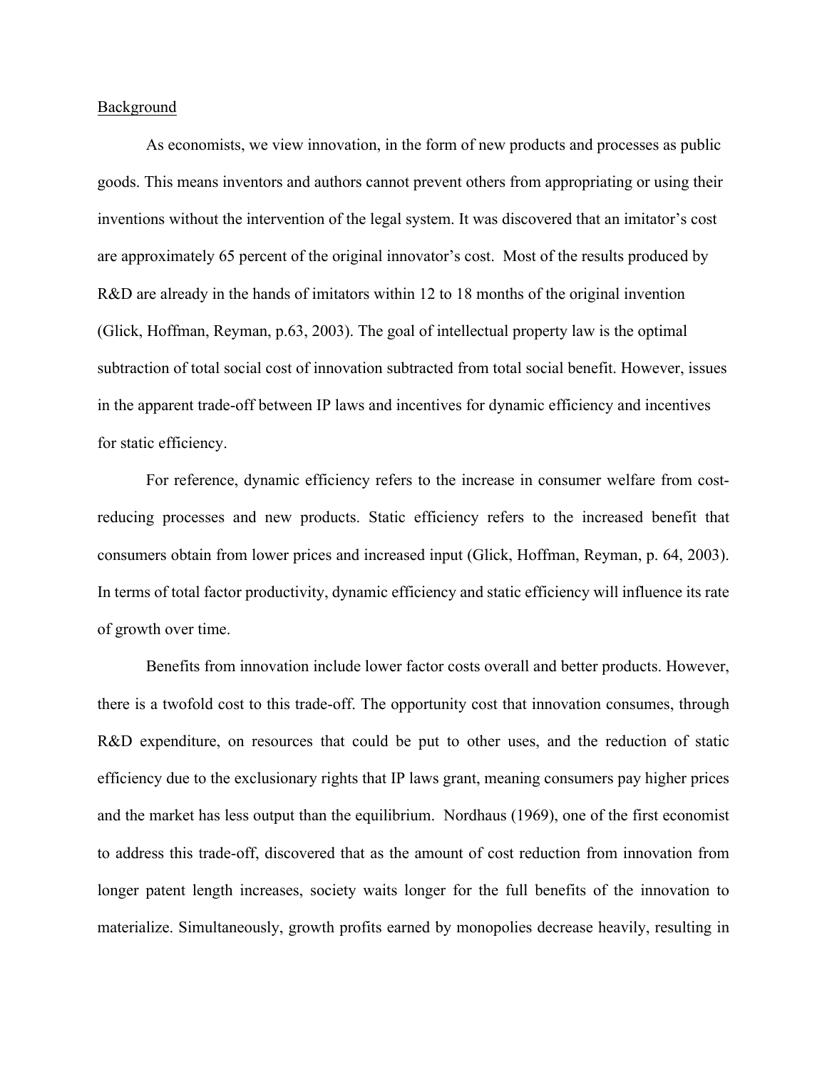<u>Background</u>

As economists, we view innovation, in the form of new products and processes as public goods. This means inventors and authors cannot prevent others from appropriating or using their inventions without the intervention of the legal system. It was discovered that an imitator's cost are approximately 65 percent of the original innovator's cost. Most of the results produced by R&D are already in the hands of imitators within 12 to 18 months of the original invention (Glick, Hoffman, Reyman, p.63, 2003). The goal of intellectual property law is the optimal subtraction of total social cost of innovation subtracted from total social benefit. However, issues in the apparent trade-off between IP laws and incentives for dynamic efficiency and incentives for static efficiency.

For reference, dynamic efficiency refers to the increase in consumer welfare from cost-reducing processes and new products. Static efficiency refers to the increased benefit that consumers obtain from lower prices and increased input (Glick, Hoffman, Reyman, p. 64, 2003). In terms of total factor productivity, dynamic efficiency and static efficiency will influence its rate of growth over time.

Benefits from innovation include lower factor costs overall and better products. However, there is a twofold cost to this trade-off. The opportunity cost that innovation consumes, through R&D expenditure, on resources that could be put to other uses, and the reduction of static efficiency due to the exclusionary rights that IP laws grant, meaning consumers pay higher prices and the market has less output than the equilibrium. Nordhaus (1969), one of the first economist to address this trade-off, discovered that as the amount of cost reduction from innovation from longer patent length increases, society waits longer for the full benefits of the innovation to materialize. Simultaneously, growth profits earned by monopolies decrease heavily, resulting in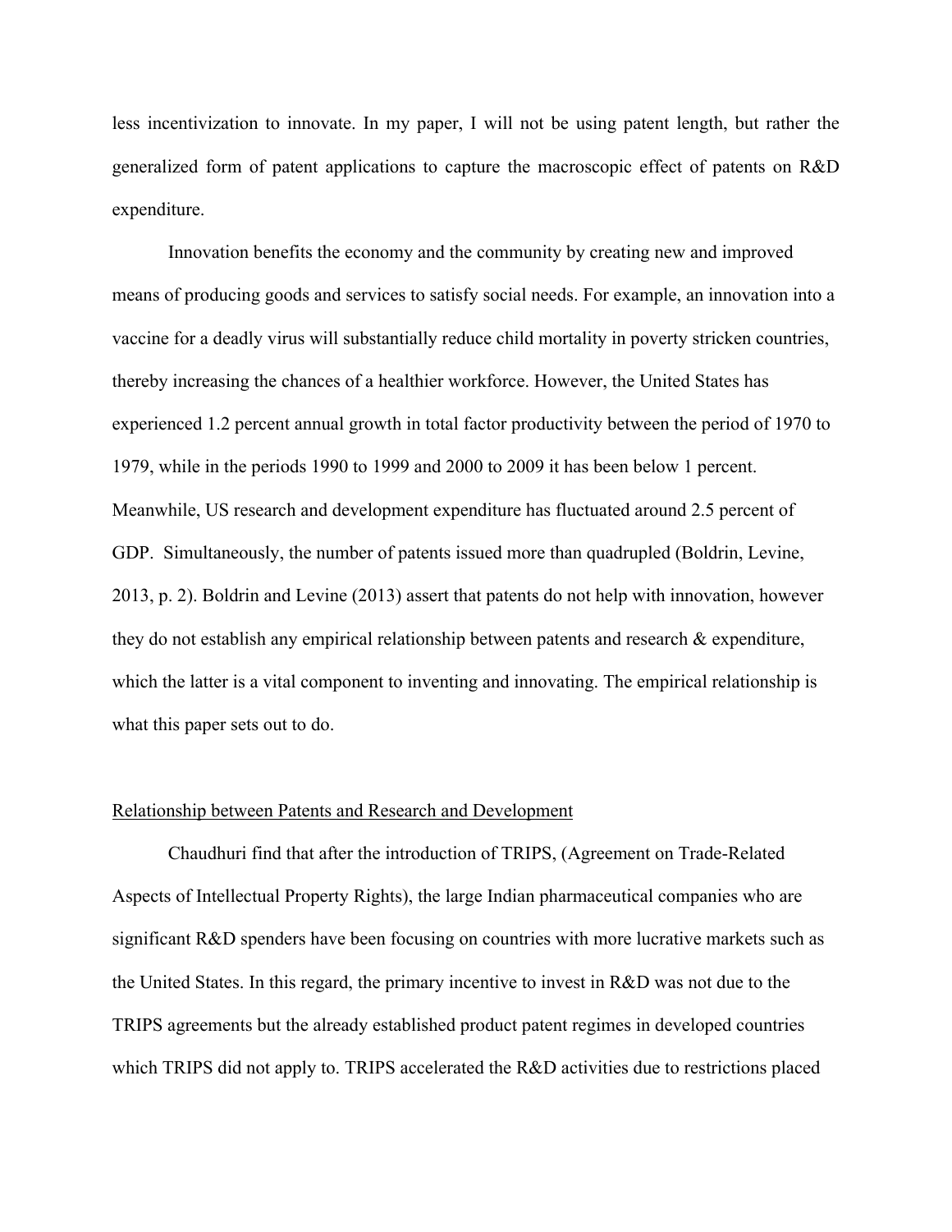less incentivization to innovate. In my paper, I will not be using patent length, but rather the generalized form of patent applications to capture the macroscopic effect of patents on R&D expenditure.

Innovation benefits the economy and the community by creating new and improved means of producing goods and services to satisfy social needs. For example, an innovation into a vaccine for a deadly virus will substantially reduce child mortality in poverty stricken countries, thereby increasing the chances of a healthier workforce. However, the United States has experienced 1.2 percent annual growth in total factor productivity between the period of 1970 to 1979, while in the periods 1990 to 1999 and 2000 to 2009 it has been below 1 percent. Meanwhile, US research and development expenditure has fluctuated around 2.5 percent of GDP. Simultaneously, the number of patents issued more than quadrupled (Boldrin, Levine, 2013, p. 2). Boldrin and Levine (2013) assert that patents do not help with innovation, however they do not establish any empirical relationship between patents and research & expenditure, which the latter is a vital component to inventing and innovating. The empirical relationship is what this paper sets out to do.

<u>Relationship between Patents and Research and Development</u>

Chaudhuri find that after the introduction of TRIPS, (Agreement on Trade-Related Aspects of Intellectual Property Rights), the large Indian pharmaceutical companies who are significant R&D spenders have been focusing on countries with more lucrative markets such as the United States. In this regard, the primary incentive to invest in R&D was not due to the TRIPS agreements but the already established product patent regimes in developed countries which TRIPS did not apply to. TRIPS accelerated the R&D activities due to restrictions placed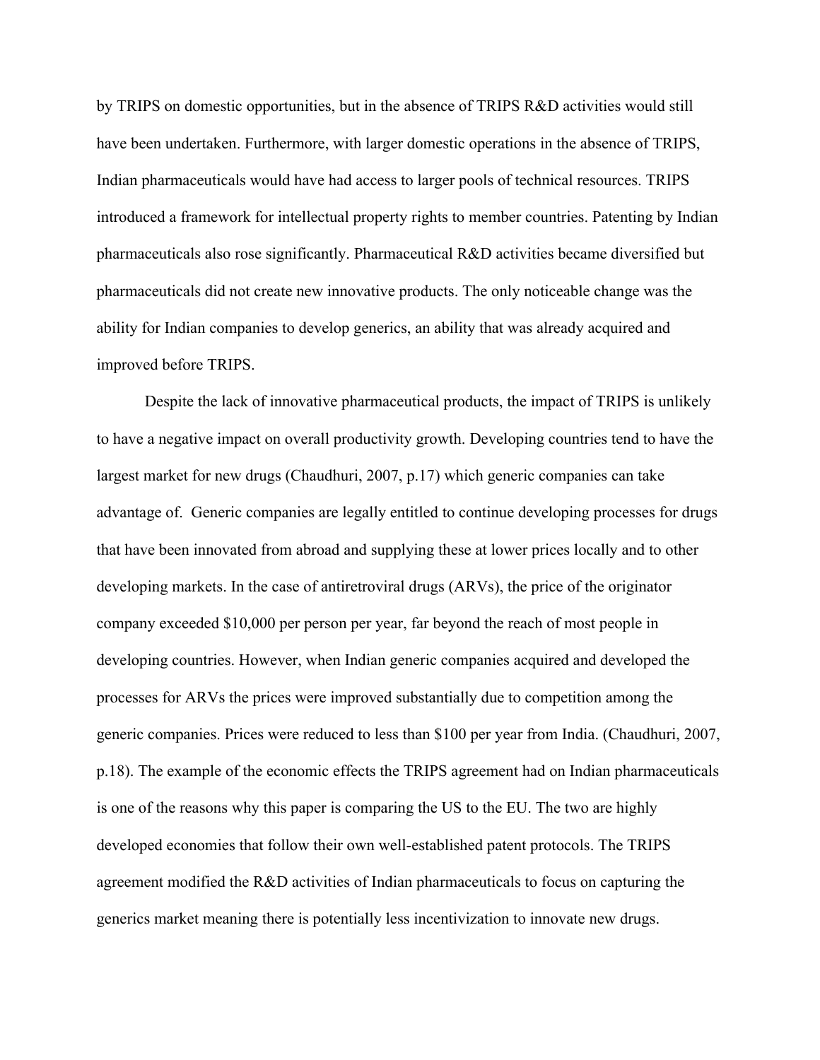by TRIPS on domestic opportunities, but in the absence of TRIPS R&D activities would still have been undertaken. Furthermore, with larger domestic operations in the absence of TRIPS, Indian pharmaceuticals would have had access to larger pools of technical resources. TRIPS introduced a framework for intellectual property rights to member countries. Patenting by Indian pharmaceuticals also rose significantly. Pharmaceutical R&D activities became diversified but pharmaceuticals did not create new innovative products. The only noticeable change was the ability for Indian companies to develop generics, an ability that was already acquired and improved before TRIPS.

Despite the lack of innovative pharmaceutical products, the impact of TRIPS is unlikely to have a negative impact on overall productivity growth. Developing countries tend to have the largest market for new drugs (Chaudhuri, 2007, p.17) which generic companies can take advantage of. Generic companies are legally entitled to continue developing processes for drugs that have been innovated from abroad and supplying these at lower prices locally and to other developing markets. In the case of antiretroviral drugs (ARVs), the price of the originator company exceeded $10,000 per person per year, far beyond the reach of most people in developing countries. However, when Indian generic companies acquired and developed the processes for ARVs the prices were improved substantially due to competition among the generic companies. Prices were reduced to less than $100 per year from India. (Chaudhuri, 2007, p.18). The example of the economic effects the TRIPS agreement had on Indian pharmaceuticals is one of the reasons why this paper is comparing the US to the EU. The two are highly developed economies that follow their own well-established patent protocols. The TRIPS agreement modified the R&D activities of Indian pharmaceuticals to focus on capturing the generics market meaning there is potentially less incentivization to innovate new drugs.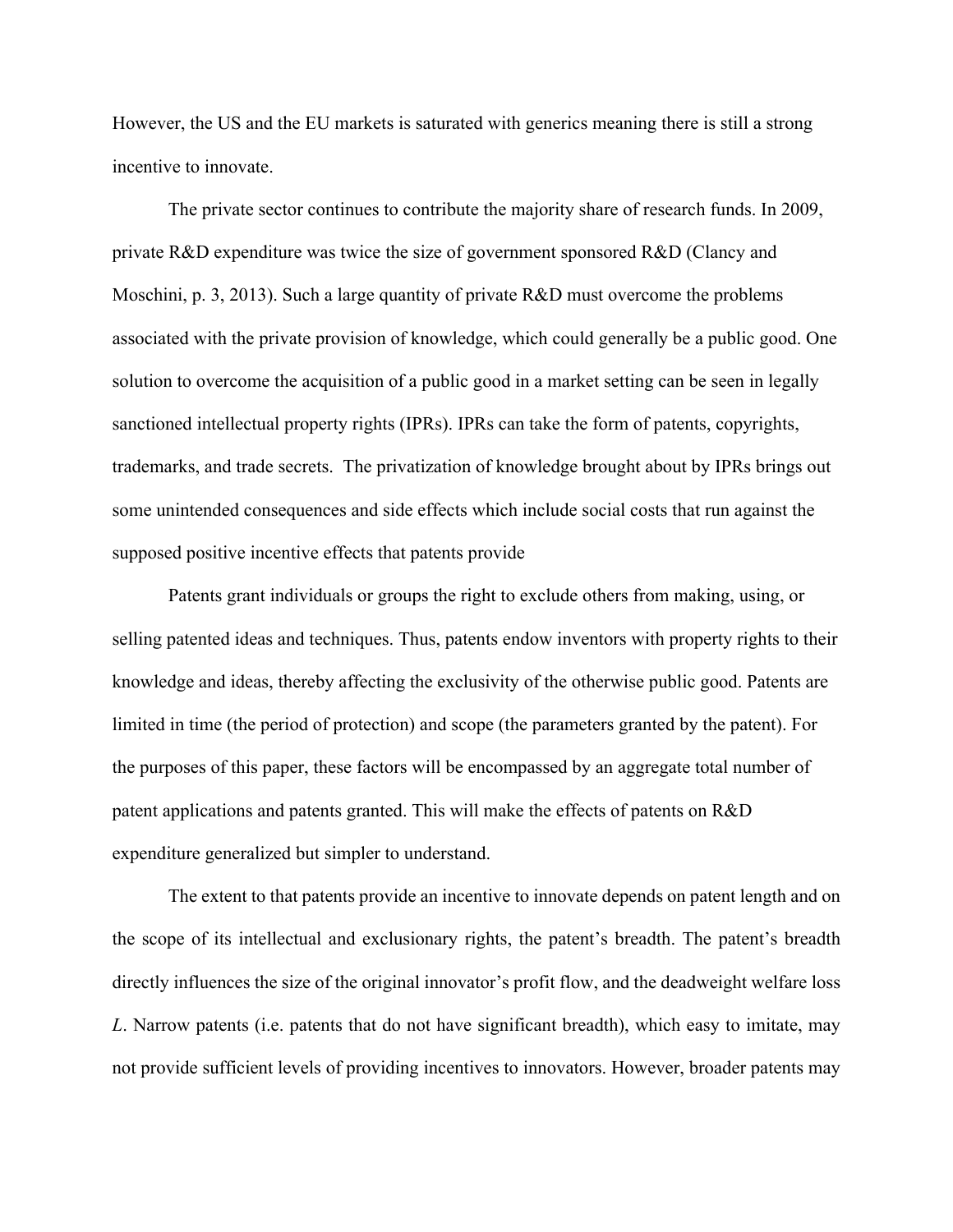However, the US and the EU markets is saturated with generics meaning there is still a strong incentive to innovate.

The private sector continues to contribute the majority share of research funds. In 2009, private R&D expenditure was twice the size of government sponsored R&D (Clancy and Moschini, p. 3, 2013). Such a large quantity of private R&D must overcome the problems associated with the private provision of knowledge, which could generally be a public good. One solution to overcome the acquisition of a public good in a market setting can be seen in legally sanctioned intellectual property rights (IPRs). IPRs can take the form of patents, copyrights, trademarks, and trade secrets. The privatization of knowledge brought about by IPRs brings out some unintended consequences and side effects which include social costs that run against the supposed positive incentive effects that patents provide

Patents grant individuals or groups the right to exclude others from making, using, or selling patented ideas and techniques. Thus, patents endow inventors with property rights to their knowledge and ideas, thereby affecting the exclusivity of the otherwise public good. Patents are limited in time (the period of protection) and scope (the parameters granted by the patent). For the purposes of this paper, these factors will be encompassed by an aggregate total number of patent applications and patents granted. This will make the effects of patents on R&D expenditure generalized but simpler to understand.

The extent to that patents provide an incentive to innovate depends on patent length and on the scope of its intellectual and exclusionary rights, the patent's breadth. The patent's breadth directly influences the size of the original innovator's profit flow, and the deadweight welfare loss $L$. Narrow patents (i.e. patents that do not have significant breadth), which easy to imitate, may not provide sufficient levels of providing incentives to innovators. However, broader patents may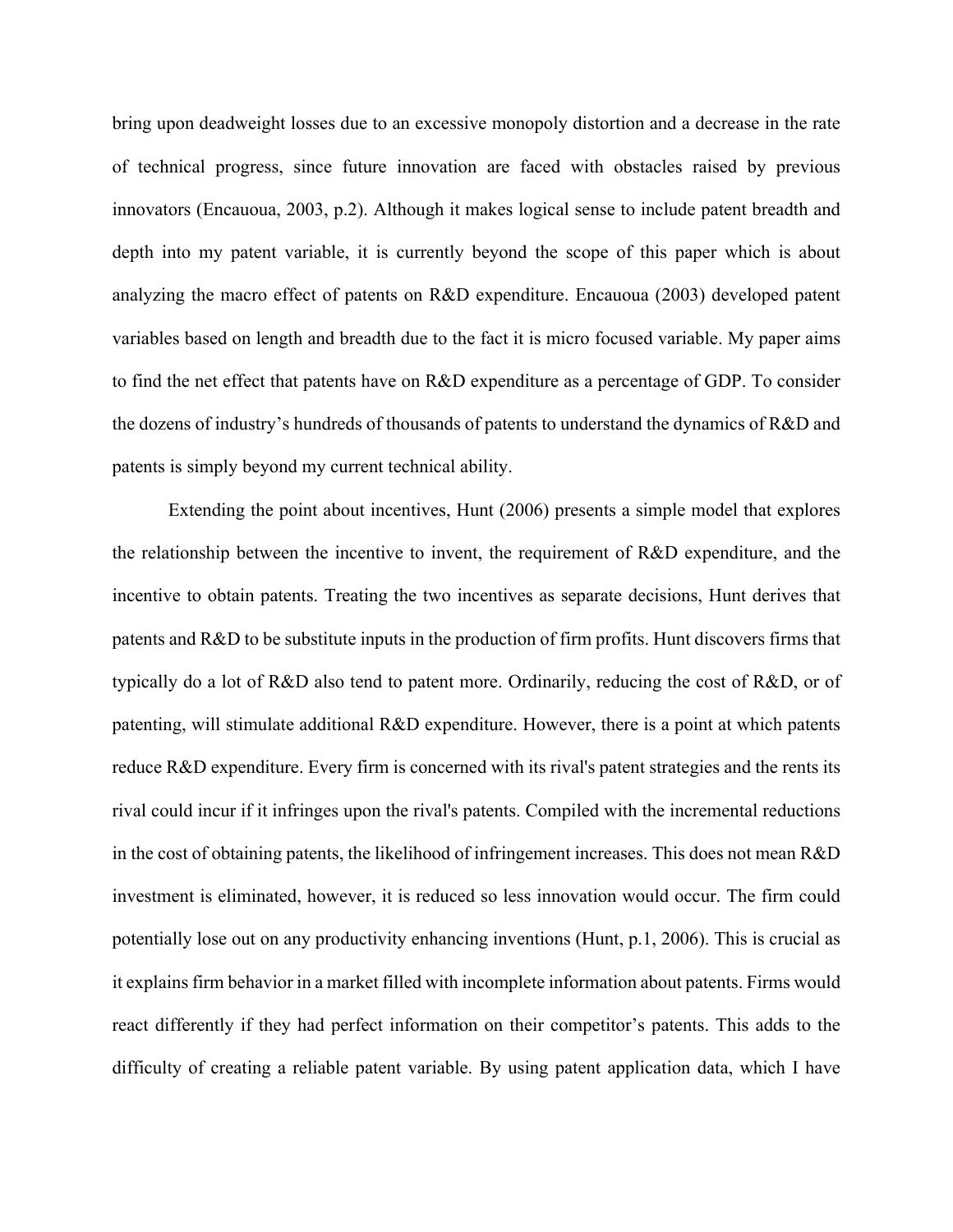bring upon deadweight losses due to an excessive monopoly distortion and a decrease in the rate of technical progress, since future innovation are faced with obstacles raised by previous innovators (Encauoua, 2003, p.2). Although it makes logical sense to include patent breadth and depth into my patent variable, it is currently beyond the scope of this paper which is about analyzing the macro effect of patents on R&D expenditure. Encauoua (2003) developed patent variables based on length and breadth due to the fact it is micro focused variable. My paper aims to find the net effect that patents have on R&D expenditure as a percentage of GDP. To consider the dozens of industry's hundreds of thousands of patents to understand the dynamics of R&D and patents is simply beyond my current technical ability.

Extending the point about incentives, Hunt (2006) presents a simple model that explores the relationship between the incentive to invent, the requirement of R&D expenditure, and the incentive to obtain patents. Treating the two incentives as separate decisions, Hunt derives that patents and R&D to be substitute inputs in the production of firm profits. Hunt discovers firms that typically do a lot of R&D also tend to patent more. Ordinarily, reducing the cost of R&D, or of patenting, will stimulate additional R&D expenditure. However, there is a point at which patents reduce R&D expenditure. Every firm is concerned with its rival's patent strategies and the rents its rival could incur if it infringes upon the rival's patents. Compiled with the incremental reductions in the cost of obtaining patents, the likelihood of infringement increases. This does not mean R&D investment is eliminated, however, it is reduced so less innovation would occur. The firm could potentially lose out on any productivity enhancing inventions (Hunt, p.1, 2006). This is crucial as it explains firm behavior in a market filled with incomplete information about patents. Firms would react differently if they had perfect information on their competitor's patents. This adds to the difficulty of creating a reliable patent variable. By using patent application data, which I have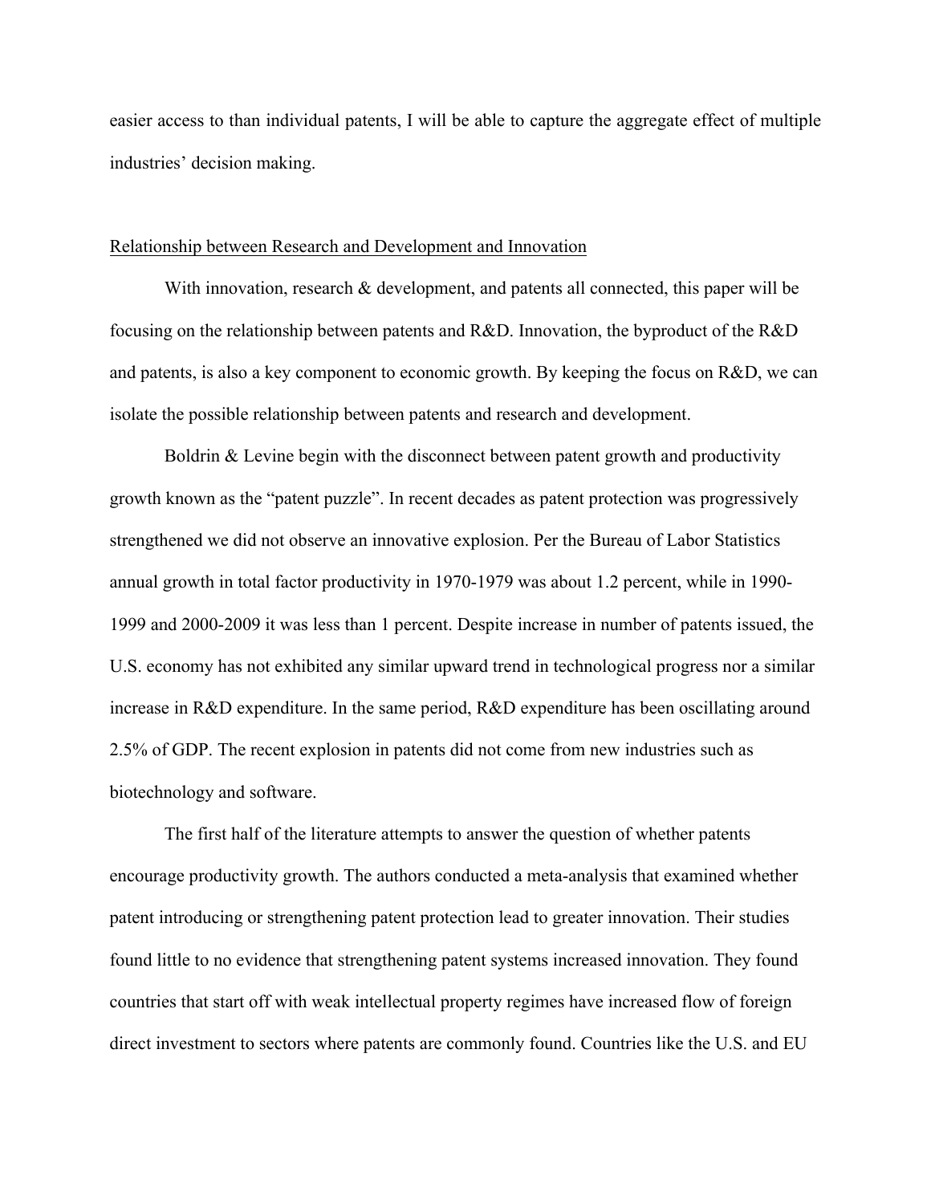easier access to than individual patents, I will be able to capture the aggregate effect of multiple industries' decision making.

<u>Relationship between Research and Development and Innovation</u>

With innovation, research & development, and patents all connected, this paper will be focusing on the relationship between patents and R&D. Innovation, the byproduct of the R&D and patents, is also a key component to economic growth. By keeping the focus on R&D, we can isolate the possible relationship between patents and research and development.

Boldrin & Levine begin with the disconnect between patent growth and productivity growth known as the "patent puzzle". In recent decades as patent protection was progressively strengthened we did not observe an innovative explosion. Per the Bureau of Labor Statistics annual growth in total factor productivity in 1970-1979 was about 1.2 percent, while in 1990-1999 and 2000-2009 it was less than 1 percent. Despite increase in number of patents issued, the U.S. economy has not exhibited any similar upward trend in technological progress nor a similar increase in R&D expenditure. In the same period, R&D expenditure has been oscillating around 2.5% of GDP. The recent explosion in patents did not come from new industries such as biotechnology and software.

The first half of the literature attempts to answer the question of whether patents encourage productivity growth. The authors conducted a meta-analysis that examined whether patent introducing or strengthening patent protection lead to greater innovation. Their studies found little to no evidence that strengthening patent systems increased innovation. They found countries that start off with weak intellectual property regimes have increased flow of foreign direct investment to sectors where patents are commonly found. Countries like the U.S. and EU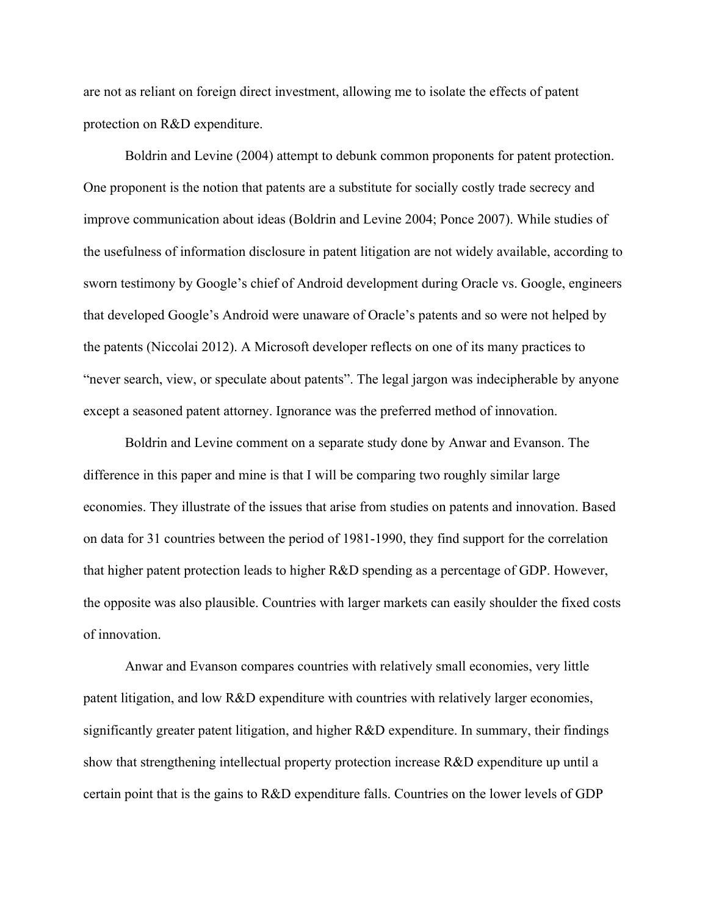are not as reliant on foreign direct investment, allowing me to isolate the effects of patent protection on R&D expenditure.

Boldrin and Levine (2004) attempt to debunk common proponents for patent protection. One proponent is the notion that patents are a substitute for socially costly trade secrecy and improve communication about ideas (Boldrin and Levine 2004; Ponce 2007). While studies of the usefulness of information disclosure in patent litigation are not widely available, according to sworn testimony by Google's chief of Android development during Oracle vs. Google, engineers that developed Google's Android were unaware of Oracle's patents and so were not helped by the patents (Niccolai 2012). A Microsoft developer reflects on one of its many practices to "never search, view, or speculate about patents". The legal jargon was indecipherable by anyone except a seasoned patent attorney. Ignorance was the preferred method of innovation.

Boldrin and Levine comment on a separate study done by Anwar and Evanson. The difference in this paper and mine is that I will be comparing two roughly similar large economies. They illustrate of the issues that arise from studies on patents and innovation. Based on data for 31 countries between the period of 1981-1990, they find support for the correlation that higher patent protection leads to higher R&D spending as a percentage of GDP. However, the opposite was also plausible. Countries with larger markets can easily shoulder the fixed costs of innovation.

Anwar and Evanson compares countries with relatively small economies, very little patent litigation, and low R&D expenditure with countries with relatively larger economies, significantly greater patent litigation, and higher R&D expenditure. In summary, their findings show that strengthening intellectual property protection increase R&D expenditure up until a certain point that is the gains to R&D expenditure falls. Countries on the lower levels of GDP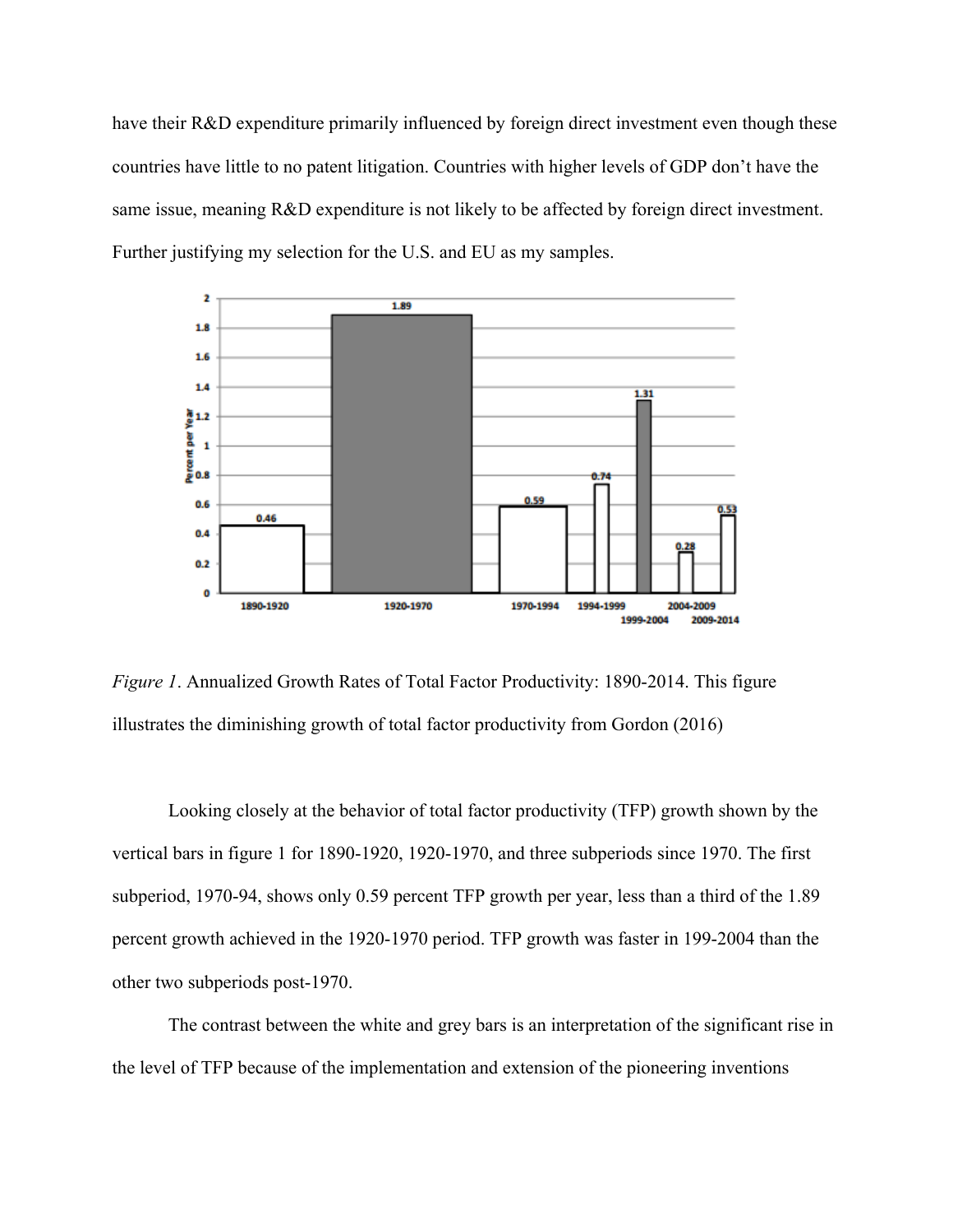have their R&D expenditure primarily influenced by foreign direct investment even though these countries have little to no patent litigation. Countries with higher levels of GDP don't have the same issue, meaning R&D expenditure is not likely to be affected by foreign direct investment. Further justifying my selection for the U.S. and EU as my samples.

*Figure 1*. Annualized Growth Rates of Total Factor Productivity: 1890-2014. This figure illustrates the diminishing growth of total factor productivity from Gordon (2016)

Looking closely at the behavior of total factor productivity (TFP) growth shown by the vertical bars in figure 1 for 1890-1920, 1920-1970, and three subperiods since 1970. The first subperiod, 1970-94, shows only 0.59 percent TFP growth per year, less than a third of the 1.89 percent growth achieved in the 1920-1970 period. TFP growth was faster in 199-2004 than the other two subperiods post-1970.

The contrast between the white and grey bars is an interpretation of the significant rise in the level of TFP because of the implementation and extension of the pioneering inventions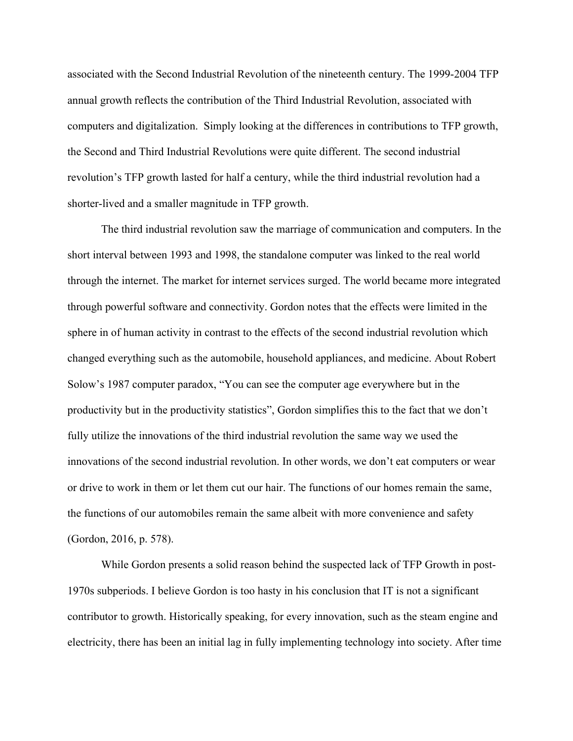associated with the Second Industrial Revolution of the nineteenth century. The 1999-2004 TFP annual growth reflects the contribution of the Third Industrial Revolution, associated with computers and digitalization.  Simply looking at the differences in contributions to TFP growth, the Second and Third Industrial Revolutions were quite different. The second industrial revolution's TFP growth lasted for half a century, while the third industrial revolution had a shorter-lived and a smaller magnitude in TFP growth.

The third industrial revolution saw the marriage of communication and computers. In the short interval between 1993 and 1998, the standalone computer was linked to the real world through the internet. The market for internet services surged. The world became more integrated through powerful software and connectivity. Gordon notes that the effects were limited in the sphere in of human activity in contrast to the effects of the second industrial revolution which changed everything such as the automobile, household appliances, and medicine. About Robert Solow's 1987 computer paradox, "You can see the computer age everywhere but in the productivity but in the productivity statistics", Gordon simplifies this to the fact that we don't fully utilize the innovations of the third industrial revolution the same way we used the innovations of the second industrial revolution. In other words, we don't eat computers or wear or drive to work in them or let them cut our hair. The functions of our homes remain the same, the functions of our automobiles remain the same albeit with more convenience and safety (Gordon, 2016, p. 578).

While Gordon presents a solid reason behind the suspected lack of TFP Growth in post-1970s subperiods. I believe Gordon is too hasty in his conclusion that IT is not a significant contributor to growth. Historically speaking, for every innovation, such as the steam engine and electricity, there has been an initial lag in fully implementing technology into society. After time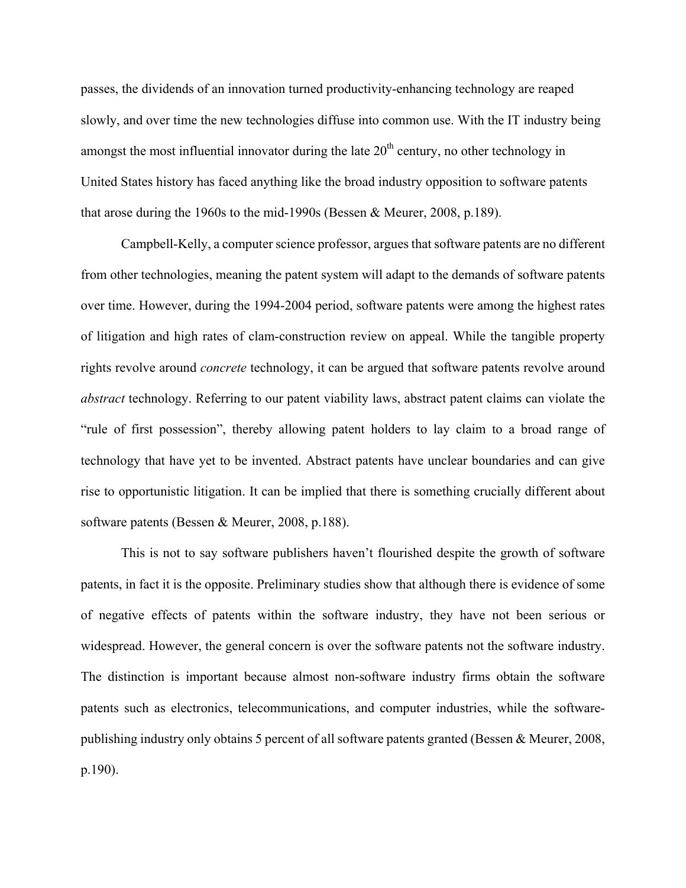passes, the dividends of an innovation turned productivity-enhancing technology are reaped slowly, and over time the new technologies diffuse into common use. With the IT industry being amongst the most influential innovator during the late 20th century, no other technology in United States history has faced anything like the broad industry opposition to software patents that arose during the 1960s to the mid-1990s (Bessen & Meurer, 2008, p.189).

Campbell-Kelly, a computer science professor, argues that software patents are no different from other technologies, meaning the patent system will adapt to the demands of software patents over time. However, during the 1994-2004 period, software patents were among the highest rates of litigation and high rates of clam-construction review on appeal. While the tangible property rights revolve around *concrete* technology, it can be argued that software patents revolve around *abstract* technology. Referring to our patent viability laws, abstract patent claims can violate the "rule of first possession", thereby allowing patent holders to lay claim to a broad range of technology that have yet to be invented. Abstract patents have unclear boundaries and can give rise to opportunistic litigation. It can be implied that there is something crucially different about software patents (Bessen & Meurer, 2008, p.188).

This is not to say software publishers haven't flourished despite the growth of software patents, in fact it is the opposite. Preliminary studies show that although there is evidence of some of negative effects of patents within the software industry, they have not been serious or widespread. However, the general concern is over the software patents not the software industry. The distinction is important because almost non-software industry firms obtain the software patents such as electronics, telecommunications, and computer industries, while the software-publishing industry only obtains 5 percent of all software patents granted (Bessen & Meurer, 2008, p.190).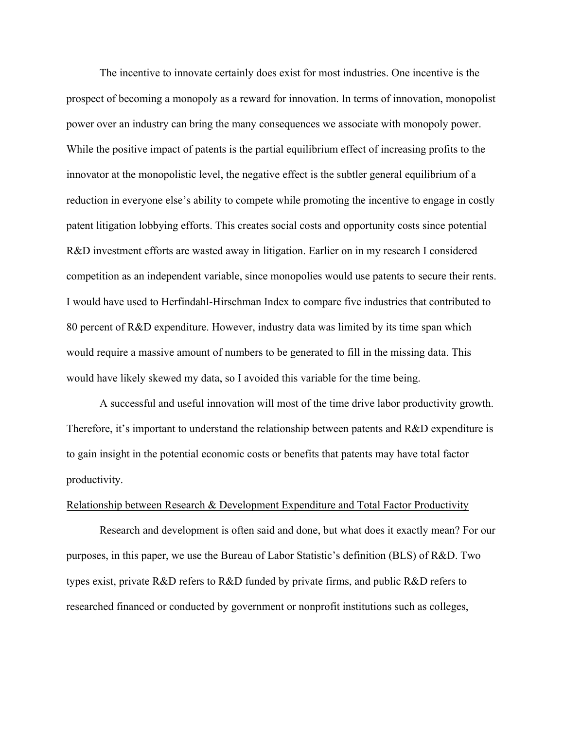The incentive to innovate certainly does exist for most industries. One incentive is the prospect of becoming a monopoly as a reward for innovation. In terms of innovation, monopolist power over an industry can bring the many consequences we associate with monopoly power. While the positive impact of patents is the partial equilibrium effect of increasing profits to the innovator at the monopolistic level, the negative effect is the subtler general equilibrium of a reduction in everyone else's ability to compete while promoting the incentive to engage in costly patent litigation lobbying efforts. This creates social costs and opportunity costs since potential R&D investment efforts are wasted away in litigation. Earlier on in my research I considered competition as an independent variable, since monopolies would use patents to secure their rents. I would have used to Herfindahl-Hirschman Index to compare five industries that contributed to 80 percent of R&D expenditure. However, industry data was limited by its time span which would require a massive amount of numbers to be generated to fill in the missing data. This would have likely skewed my data, so I avoided this variable for the time being.

A successful and useful innovation will most of the time drive labor productivity growth. Therefore, it's important to understand the relationship between patents and R&D expenditure is to gain insight in the potential economic costs or benefits that patents may have total factor productivity.

<u>Relationship between Research & Development Expenditure and Total Factor Productivity</u>

Research and development is often said and done, but what does it exactly mean? For our purposes, in this paper, we use the Bureau of Labor Statistic's definition (BLS) of R&D. Two types exist, private R&D refers to R&D funded by private firms, and public R&D refers to researched financed or conducted by government or nonprofit institutions such as colleges,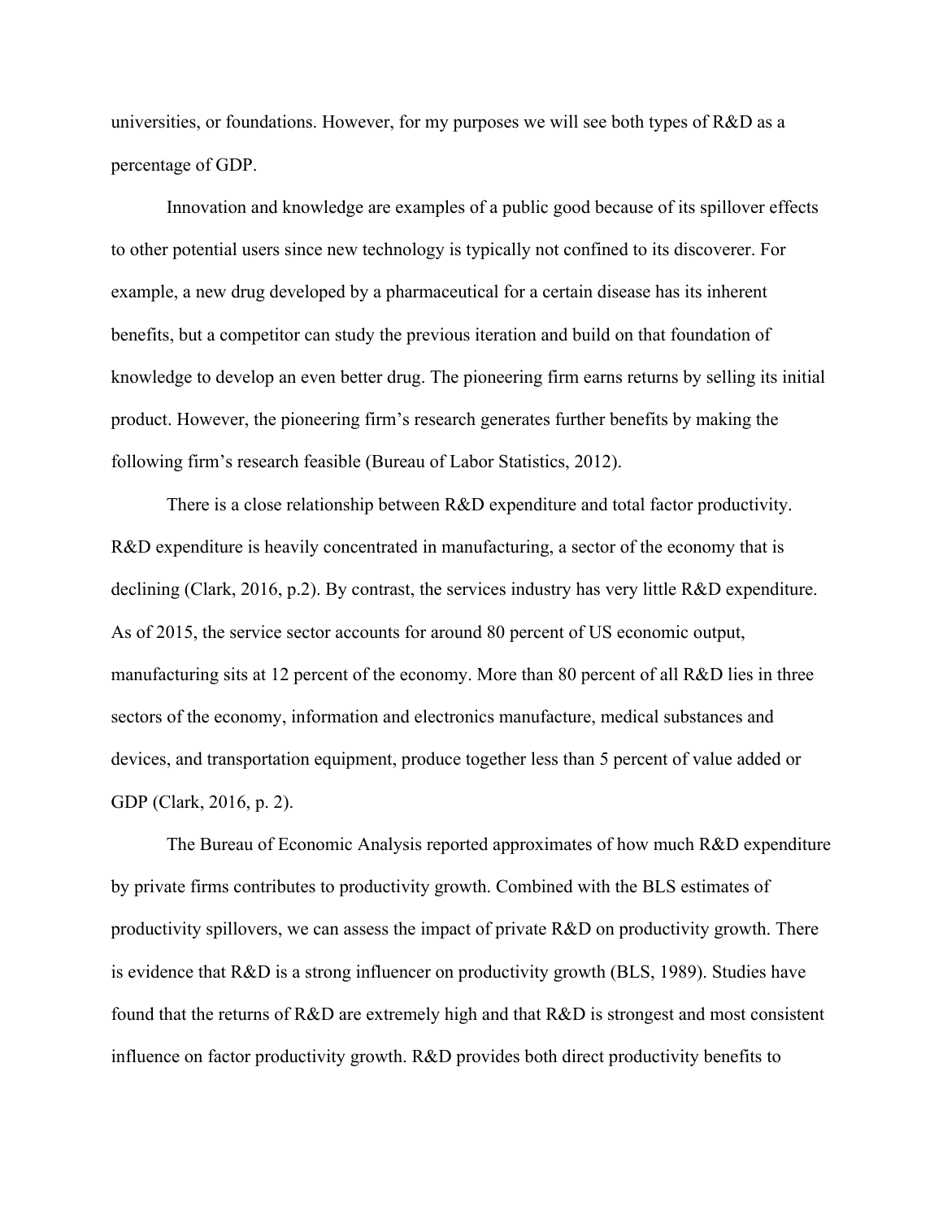universities, or foundations. However, for my purposes we will see both types of R&D as a percentage of GDP.

Innovation and knowledge are examples of a public good because of its spillover effects to other potential users since new technology is typically not confined to its discoverer. For example, a new drug developed by a pharmaceutical for a certain disease has its inherent benefits, but a competitor can study the previous iteration and build on that foundation of knowledge to develop an even better drug. The pioneering firm earns returns by selling its initial product. However, the pioneering firm's research generates further benefits by making the following firm's research feasible (Bureau of Labor Statistics, 2012).

There is a close relationship between R&D expenditure and total factor productivity. R&D expenditure is heavily concentrated in manufacturing, a sector of the economy that is declining (Clark, 2016, p.2). By contrast, the services industry has very little R&D expenditure. As of 2015, the service sector accounts for around 80 percent of US economic output, manufacturing sits at 12 percent of the economy. More than 80 percent of all R&D lies in three sectors of the economy, information and electronics manufacture, medical substances and devices, and transportation equipment, produce together less than 5 percent of value added or GDP (Clark, 2016, p. 2).

The Bureau of Economic Analysis reported approximates of how much R&D expenditure by private firms contributes to productivity growth. Combined with the BLS estimates of productivity spillovers, we can assess the impact of private R&D on productivity growth. There is evidence that R&D is a strong influencer on productivity growth (BLS, 1989). Studies have found that the returns of R&D are extremely high and that R&D is strongest and most consistent influence on factor productivity growth. R&D provides both direct productivity benefits to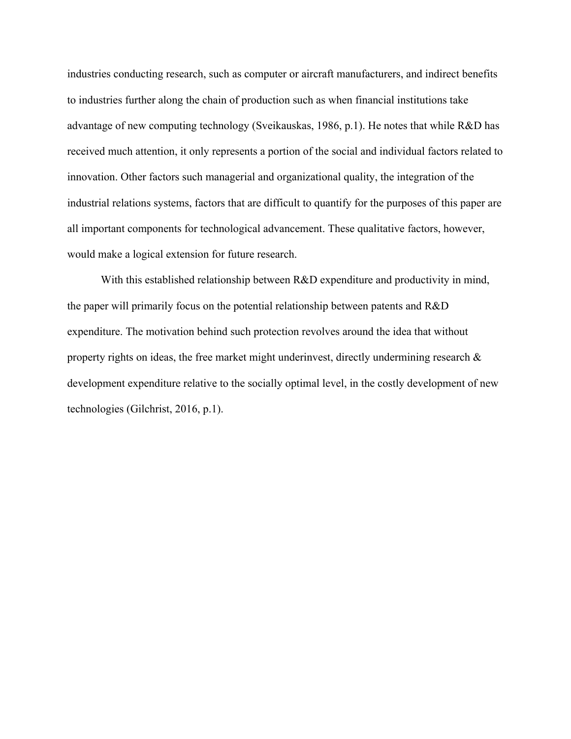industries conducting research, such as computer or aircraft manufacturers, and indirect benefits to industries further along the chain of production such as when financial institutions take advantage of new computing technology (Sveikauskas, 1986, p.1). He notes that while R&D has received much attention, it only represents a portion of the social and individual factors related to innovation. Other factors such managerial and organizational quality, the integration of the industrial relations systems, factors that are difficult to quantify for the purposes of this paper are all important components for technological advancement. These qualitative factors, however, would make a logical extension for future research.

With this established relationship between R&D expenditure and productivity in mind, the paper will primarily focus on the potential relationship between patents and R&D expenditure. The motivation behind such protection revolves around the idea that without property rights on ideas, the free market might underinvest, directly undermining research & development expenditure relative to the socially optimal level, in the costly development of new technologies (Gilchrist, 2016, p.1).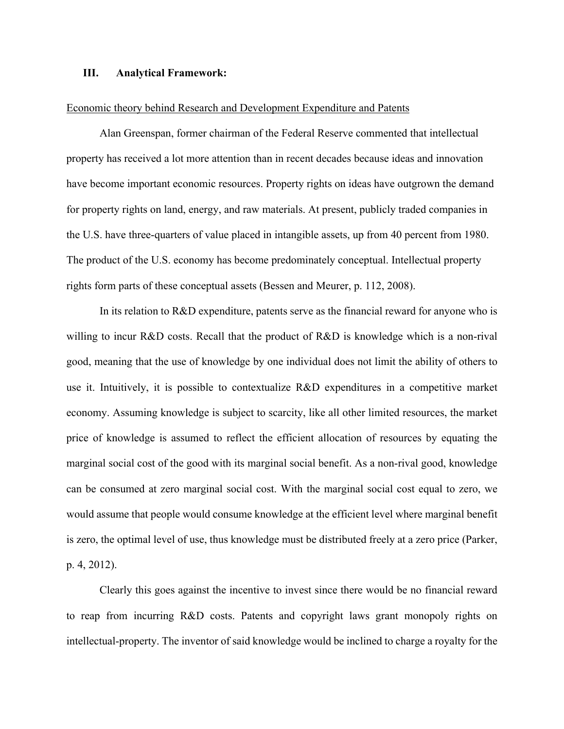## III. Analytical Framework:

Economic theory behind Research and Development Expenditure and Patents

Alan Greenspan, former chairman of the Federal Reserve commented that intellectual property has received a lot more attention than in recent decades because ideas and innovation have become important economic resources. Property rights on ideas have outgrown the demand for property rights on land, energy, and raw materials. At present, publicly traded companies in the U.S. have three-quarters of value placed in intangible assets, up from 40 percent from 1980. The product of the U.S. economy has become predominately conceptual. Intellectual property rights form parts of these conceptual assets (Bessen and Meurer, p. 112, 2008).

In its relation to R&D expenditure, patents serve as the financial reward for anyone who is willing to incur R&D costs. Recall that the product of R&D is knowledge which is a non-rival good, meaning that the use of knowledge by one individual does not limit the ability of others to use it. Intuitively, it is possible to contextualize R&D expenditures in a competitive market economy. Assuming knowledge is subject to scarcity, like all other limited resources, the market price of knowledge is assumed to reflect the efficient allocation of resources by equating the marginal social cost of the good with its marginal social benefit. As a non-rival good, knowledge can be consumed at zero marginal social cost. With the marginal social cost equal to zero, we would assume that people would consume knowledge at the efficient level where marginal benefit is zero, the optimal level of use, thus knowledge must be distributed freely at a zero price (Parker, p. 4, 2012).

Clearly this goes against the incentive to invest since there would be no financial reward to reap from incurring R&D costs. Patents and copyright laws grant monopoly rights on intellectual-property. The inventor of said knowledge would be inclined to charge a royalty for the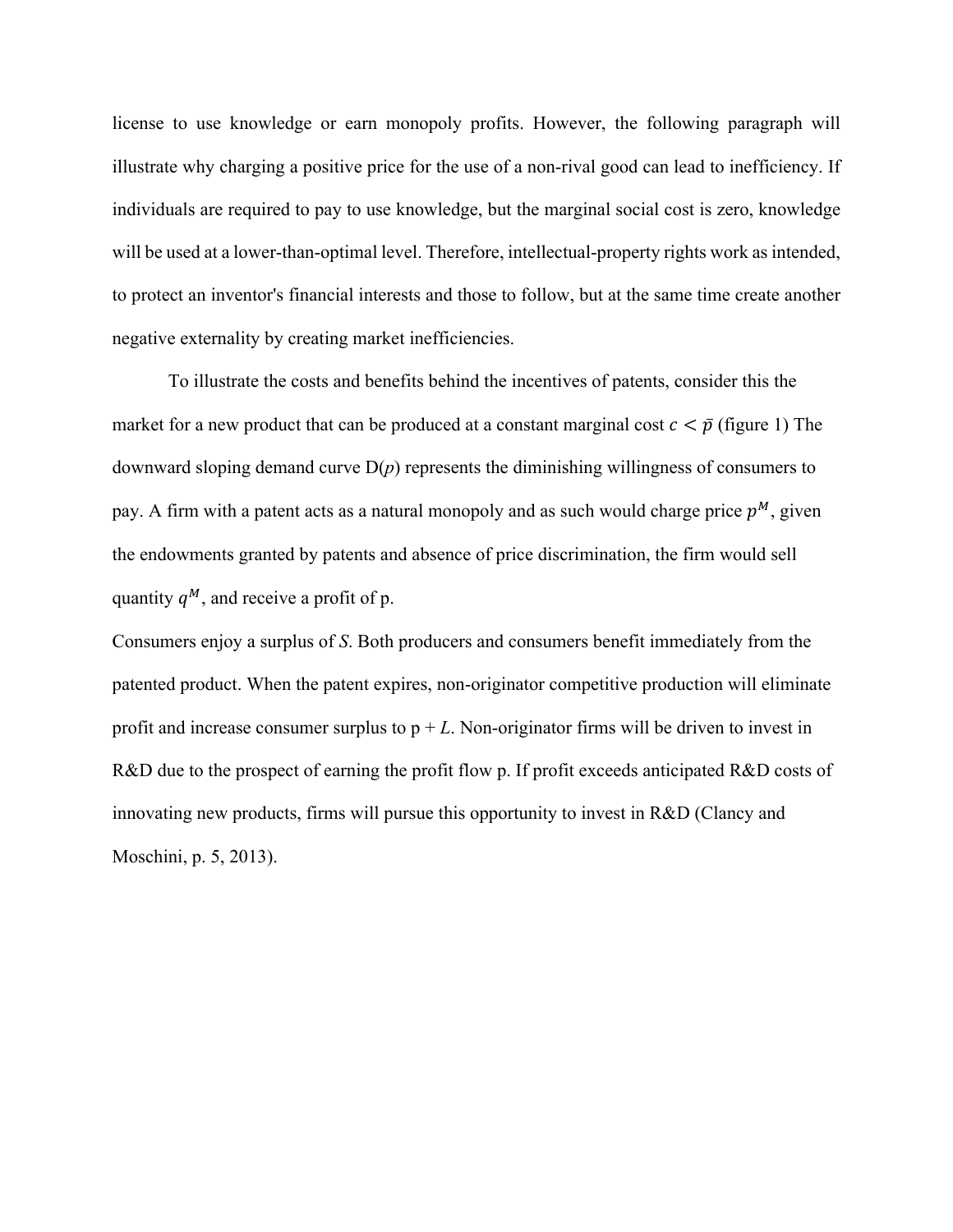license to use knowledge or earn monopoly profits. However, the following paragraph will illustrate why charging a positive price for the use of a non-rival good can lead to inefficiency. If individuals are required to pay to use knowledge, but the marginal social cost is zero, knowledge will be used at a lower-than-optimal level. Therefore, intellectual-property rights work as intended, to protect an inventor's financial interests and those to follow, but at the same time create another negative externality by creating market inefficiencies.

To illustrate the costs and benefits behind the incentives of patents, consider this the market for a new product that can be produced at a constant marginal cost $c < \bar{p}$ (figure 1) The downward sloping demand curve D(*p*) represents the diminishing willingness of consumers to pay. A firm with a patent acts as a natural monopoly and as such would charge price $p^M$, given the endowments granted by patents and absence of price discrimination, the firm would sell quantity $q^M$, and receive a profit of p.

Consumers enjoy a surplus of *S*. Both producers and consumers benefit immediately from the patented product. When the patent expires, non-originator competitive production will eliminate profit and increase consumer surplus to p + *L*. Non-originator firms will be driven to invest in R&D due to the prospect of earning the profit flow p. If profit exceeds anticipated R&D costs of innovating new products, firms will pursue this opportunity to invest in R&D (Clancy and Moschini, p. 5, 2013).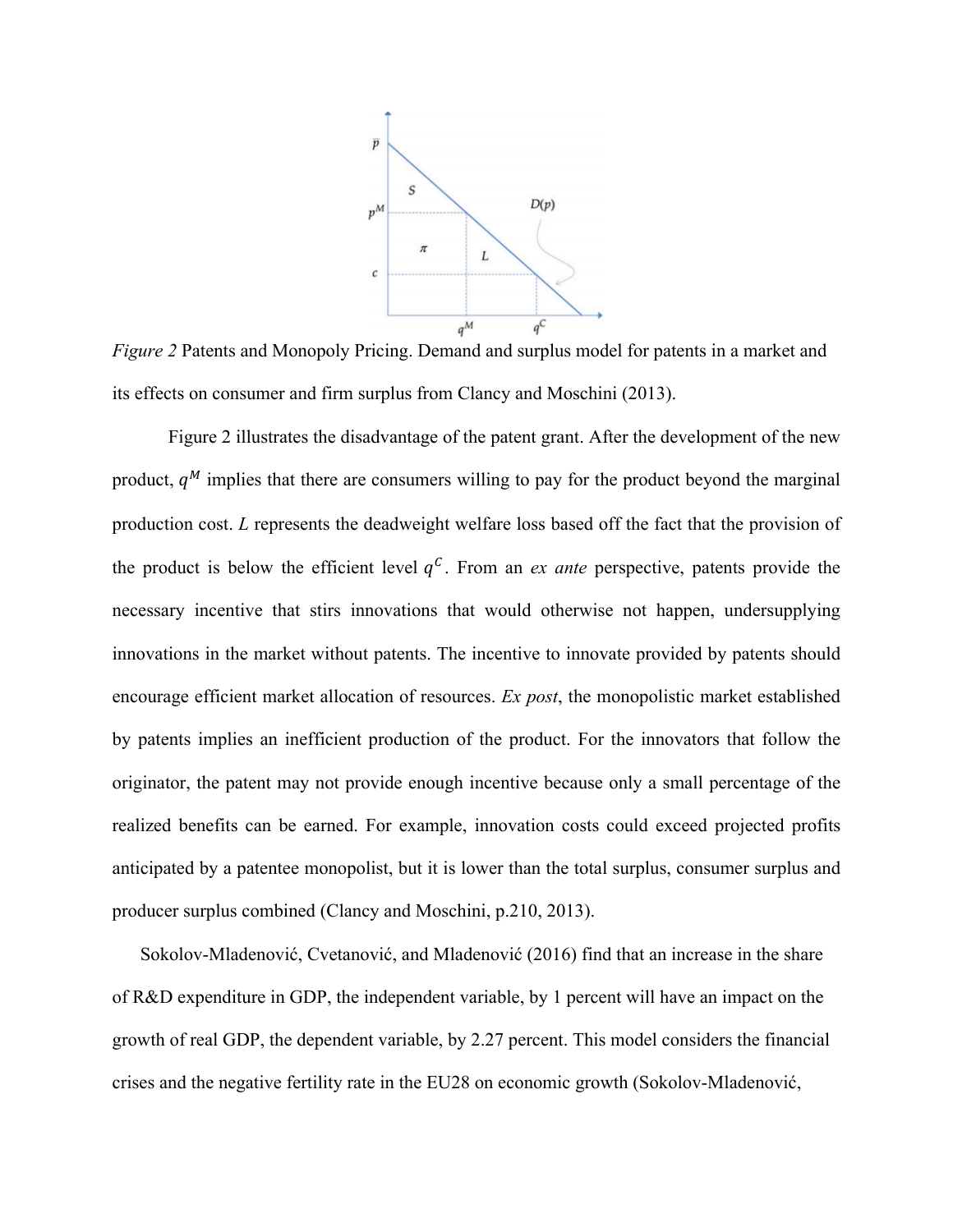*Figure 2* Patents and Monopoly Pricing. Demand and surplus model for patents in a market and its effects on consumer and firm surplus from Clancy and Moschini (2013).

Figure 2 illustrates the disadvantage of the patent grant. After the development of the new product, $q^M$ implies that there are consumers willing to pay for the product beyond the marginal production cost. *L* represents the deadweight welfare loss based off the fact that the provision of the product is below the efficient level $q^C$. From an *ex ante* perspective, patents provide the necessary incentive that stirs innovations that would otherwise not happen, undersupplying innovations in the market without patents. The incentive to innovate provided by patents should encourage efficient market allocation of resources. *Ex post*, the monopolistic market established by patents implies an inefficient production of the product. For the innovators that follow the originator, the patent may not provide enough incentive because only a small percentage of the realized benefits can be earned. For example, innovation costs could exceed projected profits anticipated by a patentee monopolist, but it is lower than the total surplus, consumer surplus and producer surplus combined (Clancy and Moschini, p.210, 2013).

Sokolov-Mladenović, Cvetanović, and Mladenović (2016) find that an increase in the share of R&D expenditure in GDP, the independent variable, by 1 percent will have an impact on the growth of real GDP, the dependent variable, by 2.27 percent. This model considers the financial crises and the negative fertility rate in the EU28 on economic growth (Sokolov-Mladenović,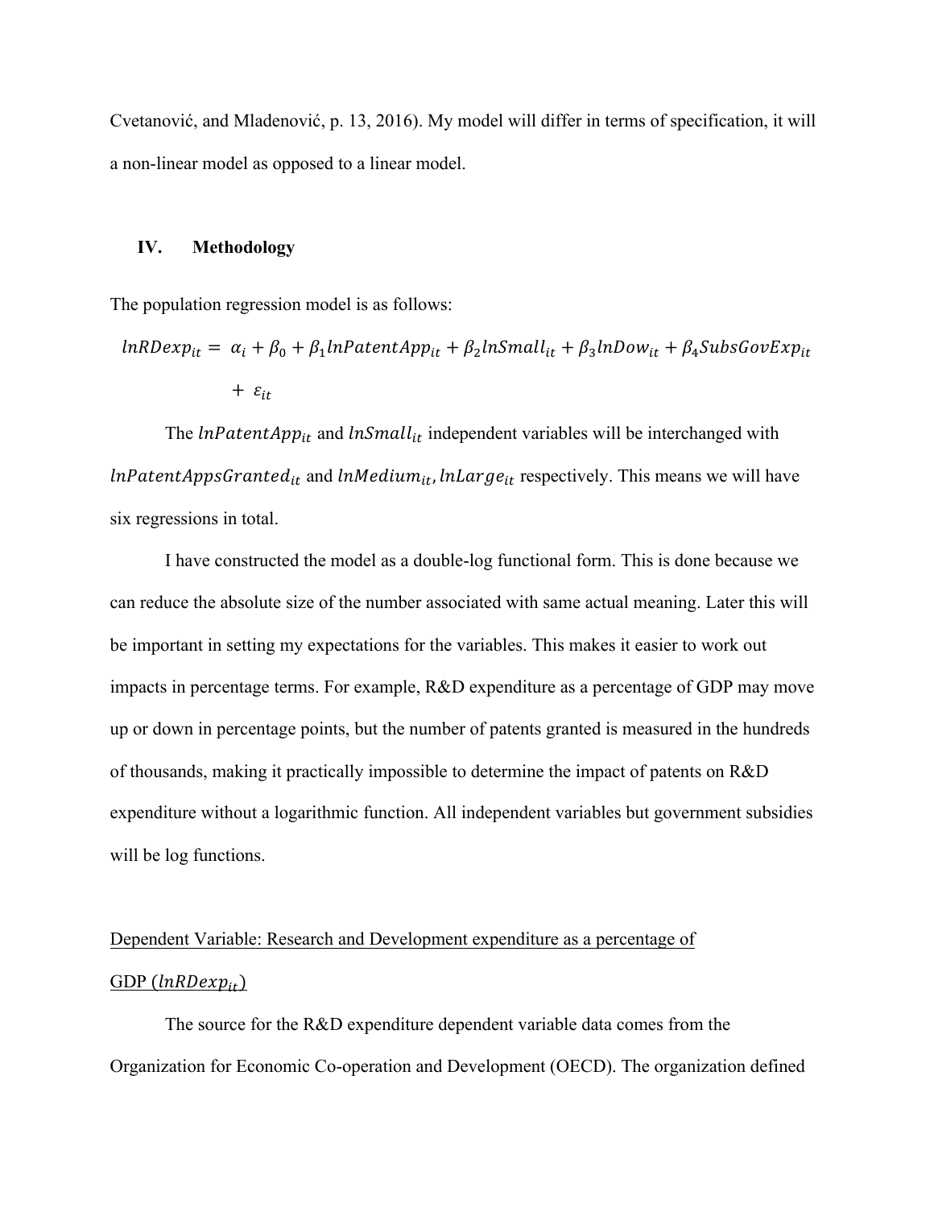Cvetanović, and Mladenović, p. 13, 2016). My model will differ in terms of specification, it will a non-linear model as opposed to a linear model.

## IV. Methodology

The population regression model is as follows:

$$lnRDexp_{it} = \alpha_i + \beta_0 + \beta_1 lnPatentApp_{it} + \beta_2 lnSmall_{it} + \beta_3 lnDow_{it} + \beta_4 SubsGovExp_{it} + \varepsilon_{it}$$

The $lnPatentApp_{it}$ and $lnSmall_{it}$ independent variables will be interchanged with $lnPatentAppsGranted_{it}$ and $lnMedium_{it}, lnLarge_{it}$ respectively. This means we will have six regressions in total.

I have constructed the model as a double-log functional form. This is done because we can reduce the absolute size of the number associated with same actual meaning. Later this will be important in setting my expectations for the variables. This makes it easier to work out impacts in percentage terms. For example, R&D expenditure as a percentage of GDP may move up or down in percentage points, but the number of patents granted is measured in the hundreds of thousands, making it practically impossible to determine the impact of patents on R&D expenditure without a logarithmic function. All independent variables but government subsidies will be log functions.

Dependent Variable: Research and Development expenditure as a percentage of GDP ($lnRDexp_{it}$)

The source for the R&D expenditure dependent variable data comes from the Organization for Economic Co-operation and Development (OECD). The organization defined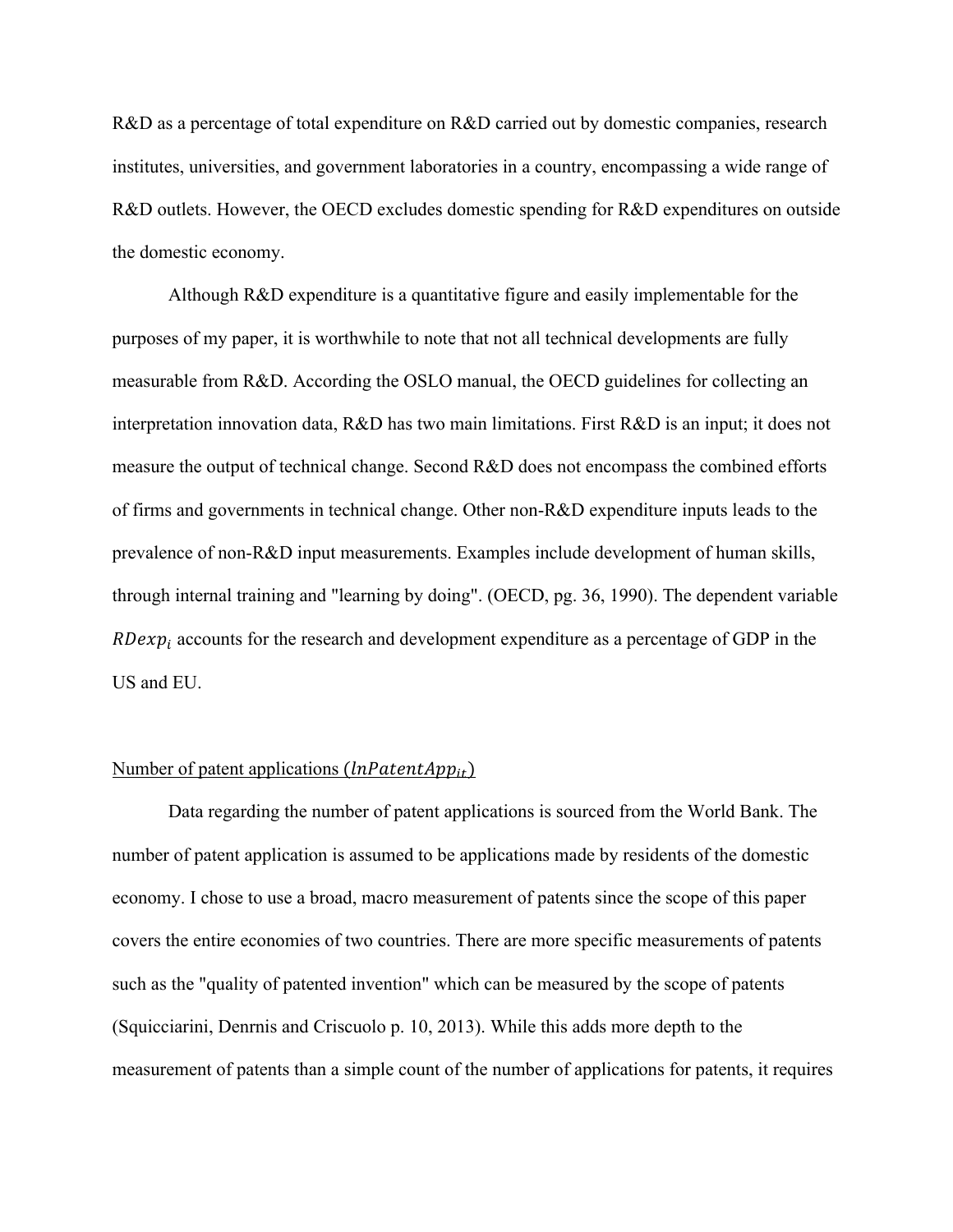R&D as a percentage of total expenditure on R&D carried out by domestic companies, research institutes, universities, and government laboratories in a country, encompassing a wide range of R&D outlets. However, the OECD excludes domestic spending for R&D expenditures on outside the domestic economy.

Although R&D expenditure is a quantitative figure and easily implementable for the purposes of my paper, it is worthwhile to note that not all technical developments are fully measurable from R&D. According the OSLO manual, the OECD guidelines for collecting an interpretation innovation data, R&D has two main limitations. First R&D is an input; it does not measure the output of technical change. Second R&D does not encompass the combined efforts of firms and governments in technical change. Other non-R&D expenditure inputs leads to the prevalence of non-R&D input measurements. Examples include development of human skills, through internal training and "learning by doing". (OECD, pg. 36, 1990). The dependent variable $RDexp_i$ accounts for the research and development expenditure as a percentage of GDP in the US and EU.

<u>Number of patent applications ($lnPatentApp_{it}$)</u>

Data regarding the number of patent applications is sourced from the World Bank. The number of patent application is assumed to be applications made by residents of the domestic economy. I chose to use a broad, macro measurement of patents since the scope of this paper covers the entire economies of two countries. There are more specific measurements of patents such as the "quality of patented invention" which can be measured by the scope of patents (Squicciarini, Denrnis and Criscuolo p. 10, 2013). While this adds more depth to the measurement of patents than a simple count of the number of applications for patents, it requires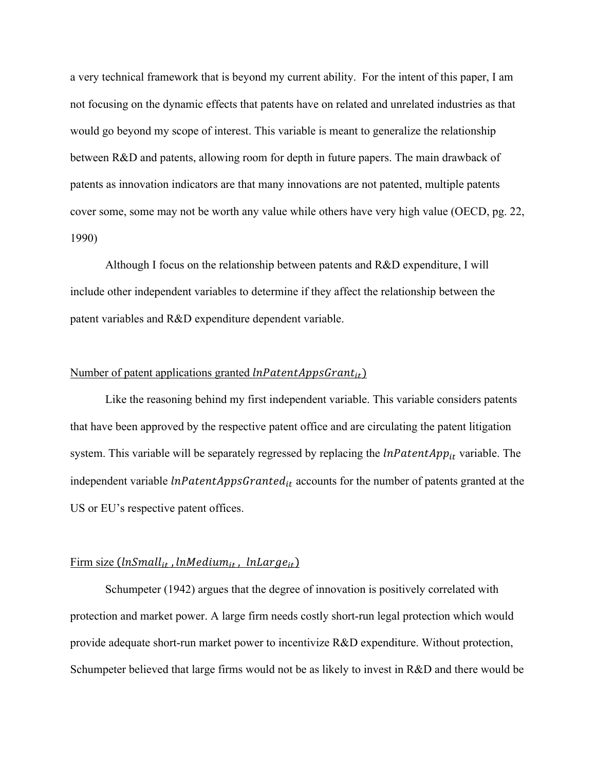a very technical framework that is beyond my current ability. For the intent of this paper, I am not focusing on the dynamic effects that patents have on related and unrelated industries as that would go beyond my scope of interest. This variable is meant to generalize the relationship between R&D and patents, allowing room for depth in future papers. The main drawback of patents as innovation indicators are that many innovations are not patented, multiple patents cover some, some may not be worth any value while others have very high value (OECD, pg. 22, 1990)

Although I focus on the relationship between patents and R&D expenditure, I will include other independent variables to determine if they affect the relationship between the patent variables and R&D expenditure dependent variable.

Number of patent applications granted $lnPatentAppsGrant_{it}$)

Like the reasoning behind my first independent variable. This variable considers patents that have been approved by the respective patent office and are circulating the patent litigation system. This variable will be separately regressed by replacing the $lnPatentApp_{it}$ variable. The independent variable $lnPatentAppsGranted_{it}$ accounts for the number of patents granted at the US or EU's respective patent offices.

Firm size ($lnSmall_{it}$, $lnMedium_{it}$, $lnLarge_{it}$)

Schumpeter (1942) argues that the degree of innovation is positively correlated with protection and market power. A large firm needs costly short-run legal protection which would provide adequate short-run market power to incentivize R&D expenditure. Without protection, Schumpeter believed that large firms would not be as likely to invest in R&D and there would be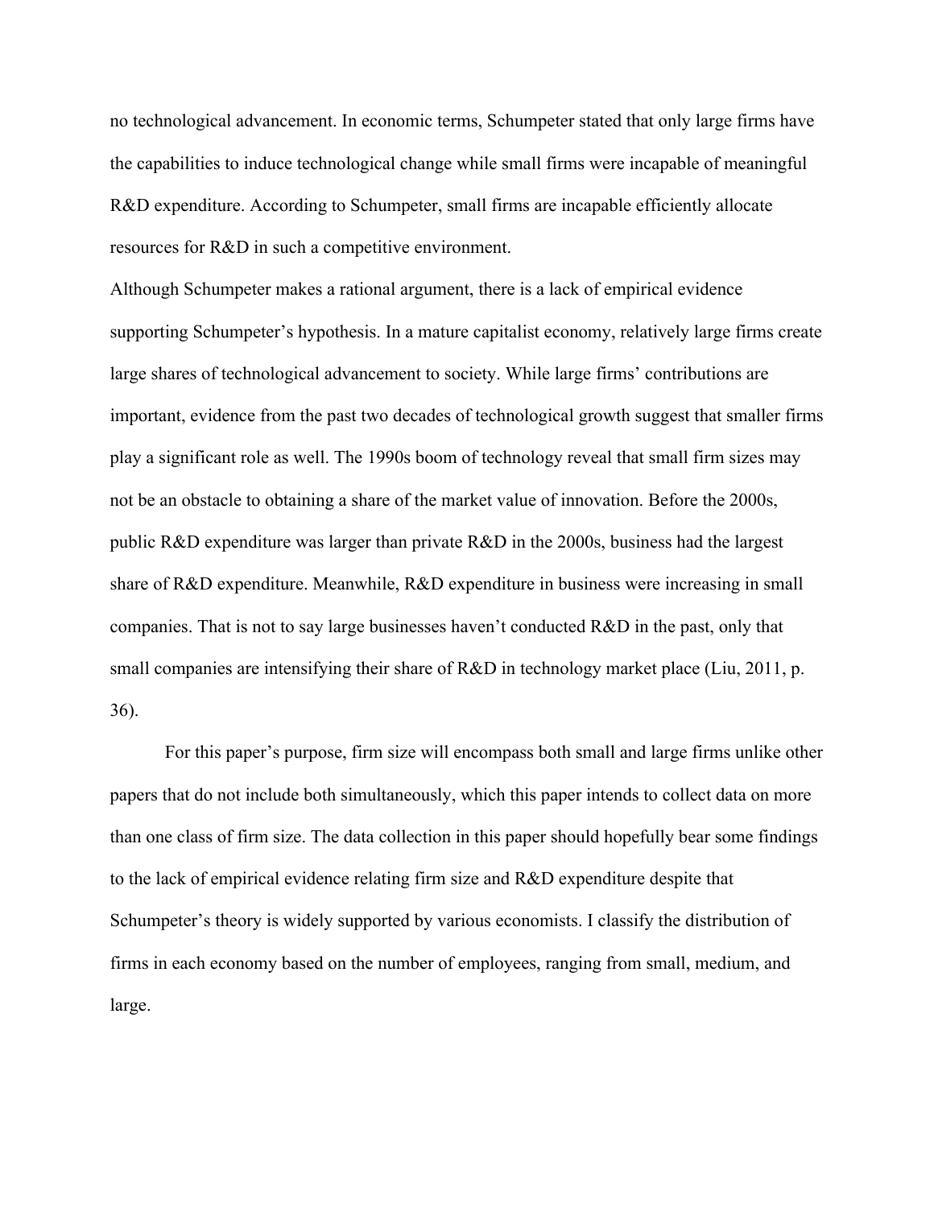no technological advancement. In economic terms, Schumpeter stated that only large firms have the capabilities to induce technological change while small firms were incapable of meaningful R&D expenditure. According to Schumpeter, small firms are incapable efficiently allocate resources for R&D in such a competitive environment.

Although Schumpeter makes a rational argument, there is a lack of empirical evidence supporting Schumpeter's hypothesis. In a mature capitalist economy, relatively large firms create large shares of technological advancement to society. While large firms' contributions are important, evidence from the past two decades of technological growth suggest that smaller firms play a significant role as well. The 1990s boom of technology reveal that small firm sizes may not be an obstacle to obtaining a share of the market value of innovation. Before the 2000s, public R&D expenditure was larger than private R&D in the 2000s, business had the largest share of R&D expenditure. Meanwhile, R&D expenditure in business were increasing in small companies. That is not to say large businesses haven't conducted R&D in the past, only that small companies are intensifying their share of R&D in technology market place (Liu, 2011, p. 36).

For this paper's purpose, firm size will encompass both small and large firms unlike other papers that do not include both simultaneously, which this paper intends to collect data on more than one class of firm size. The data collection in this paper should hopefully bear some findings to the lack of empirical evidence relating firm size and R&D expenditure despite that Schumpeter's theory is widely supported by various economists. I classify the distribution of firms in each economy based on the number of employees, ranging from small, medium, and large.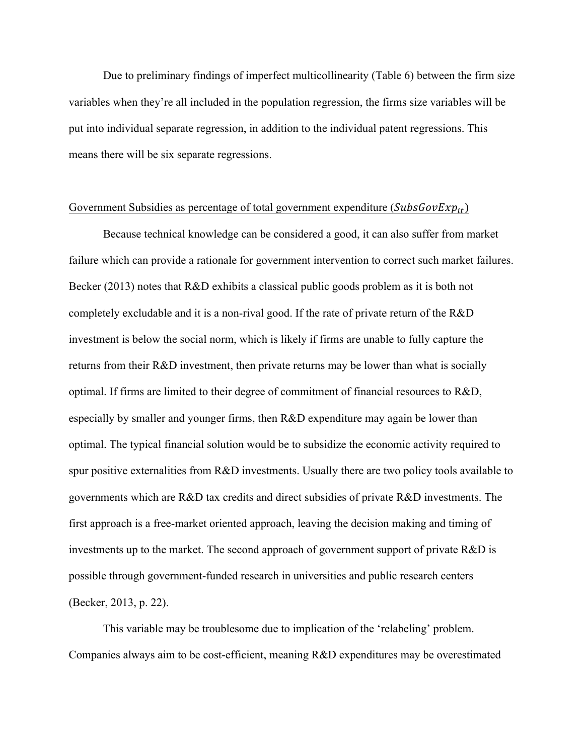Due to preliminary findings of imperfect multicollinearity (Table 6) between the firm size variables when they're all included in the population regression, the firms size variables will be put into individual separate regression, in addition to the individual patent regressions. This means there will be six separate regressions.

<u>Government Subsidies as percentage of total government expenditure ($SubsGovExp_{it}$)</u>

Because technical knowledge can be considered a good, it can also suffer from market failure which can provide a rationale for government intervention to correct such market failures. Becker (2013) notes that R&D exhibits a classical public goods problem as it is both not completely excludable and it is a non-rival good. If the rate of private return of the R&D investment is below the social norm, which is likely if firms are unable to fully capture the returns from their R&D investment, then private returns may be lower than what is socially optimal. If firms are limited to their degree of commitment of financial resources to R&D, especially by smaller and younger firms, then R&D expenditure may again be lower than optimal. The typical financial solution would be to subsidize the economic activity required to spur positive externalities from R&D investments. Usually there are two policy tools available to governments which are R&D tax credits and direct subsidies of private R&D investments. The first approach is a free-market oriented approach, leaving the decision making and timing of investments up to the market. The second approach of government support of private R&D is possible through government-funded research in universities and public research centers (Becker, 2013, p. 22).

This variable may be troublesome due to implication of the 'relabeling' problem. Companies always aim to be cost-efficient, meaning R&D expenditures may be overestimated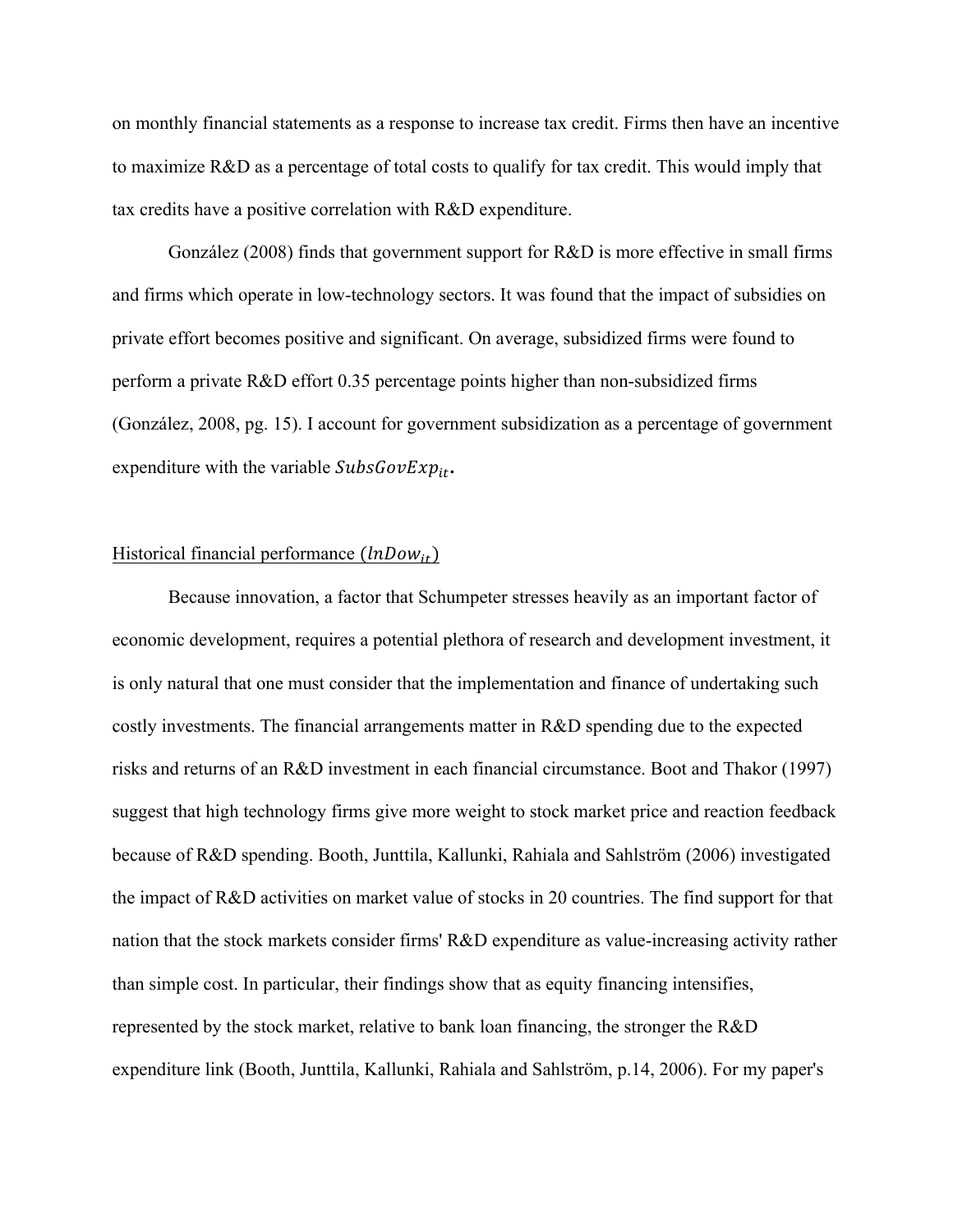on monthly financial statements as a response to increase tax credit. Firms then have an incentive to maximize R&D as a percentage of total costs to qualify for tax credit. This would imply that tax credits have a positive correlation with R&D expenditure.

González (2008) finds that government support for R&D is more effective in small firms and firms which operate in low-technology sectors. It was found that the impact of subsidies on private effort becomes positive and significant. On average, subsidized firms were found to perform a private R&D effort 0.35 percentage points higher than non-subsidized firms (González, 2008, pg. 15). I account for government subsidization as a percentage of government expenditure with the variable $SubsGovExp_{it}$.

Historical financial performance ($lnDow_{it}$)

Because innovation, a factor that Schumpeter stresses heavily as an important factor of economic development, requires a potential plethora of research and development investment, it is only natural that one must consider that the implementation and finance of undertaking such costly investments. The financial arrangements matter in R&D spending due to the expected risks and returns of an R&D investment in each financial circumstance. Boot and Thakor (1997) suggest that high technology firms give more weight to stock market price and reaction feedback because of R&D spending. Booth, Junttila, Kallunki, Rahiala and Sahlström (2006) investigated the impact of R&D activities on market value of stocks in 20 countries. The find support for that nation that the stock markets consider firms' R&D expenditure as value-increasing activity rather than simple cost. In particular, their findings show that as equity financing intensifies, represented by the stock market, relative to bank loan financing, the stronger the R&D expenditure link (Booth, Junttila, Kallunki, Rahiala and Sahlström, p.14, 2006). For my paper's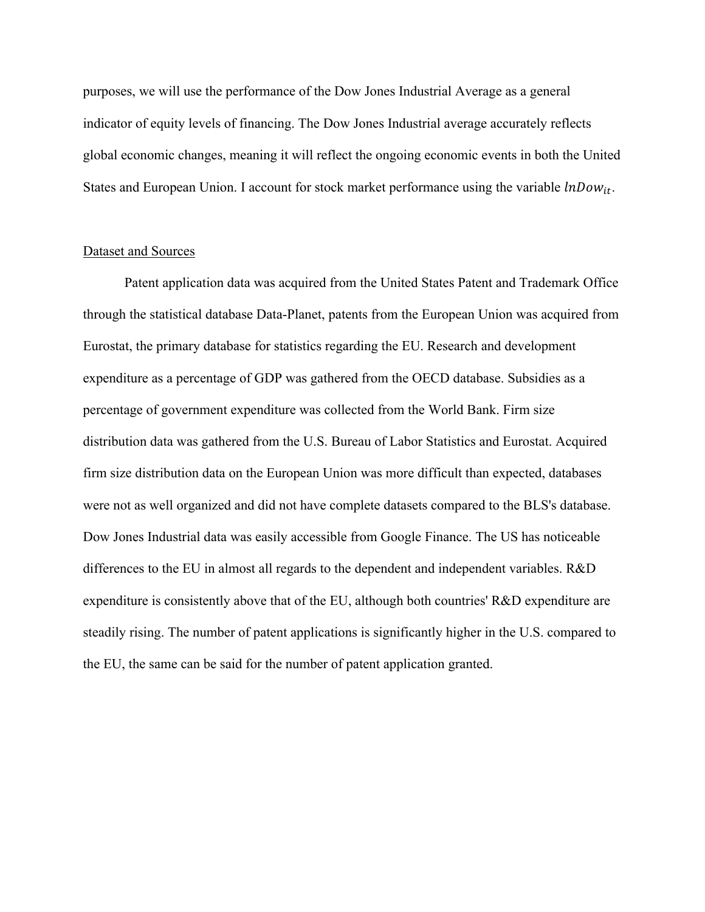purposes, we will use the performance of the Dow Jones Industrial Average as a general indicator of equity levels of financing. The Dow Jones Industrial average accurately reflects global economic changes, meaning it will reflect the ongoing economic events in both the United States and European Union. I account for stock market performance using the variable $lnDow_{it}$.

<u>Dataset and Sources</u>

Patent application data was acquired from the United States Patent and Trademark Office through the statistical database Data-Planet, patents from the European Union was acquired from Eurostat, the primary database for statistics regarding the EU. Research and development expenditure as a percentage of GDP was gathered from the OECD database. Subsidies as a percentage of government expenditure was collected from the World Bank. Firm size distribution data was gathered from the U.S. Bureau of Labor Statistics and Eurostat. Acquired firm size distribution data on the European Union was more difficult than expected, databases were not as well organized and did not have complete datasets compared to the BLS's database. Dow Jones Industrial data was easily accessible from Google Finance. The US has noticeable differences to the EU in almost all regards to the dependent and independent variables. R&D expenditure is consistently above that of the EU, although both countries' R&D expenditure are steadily rising. The number of patent applications is significantly higher in the U.S. compared to the EU, the same can be said for the number of patent application granted.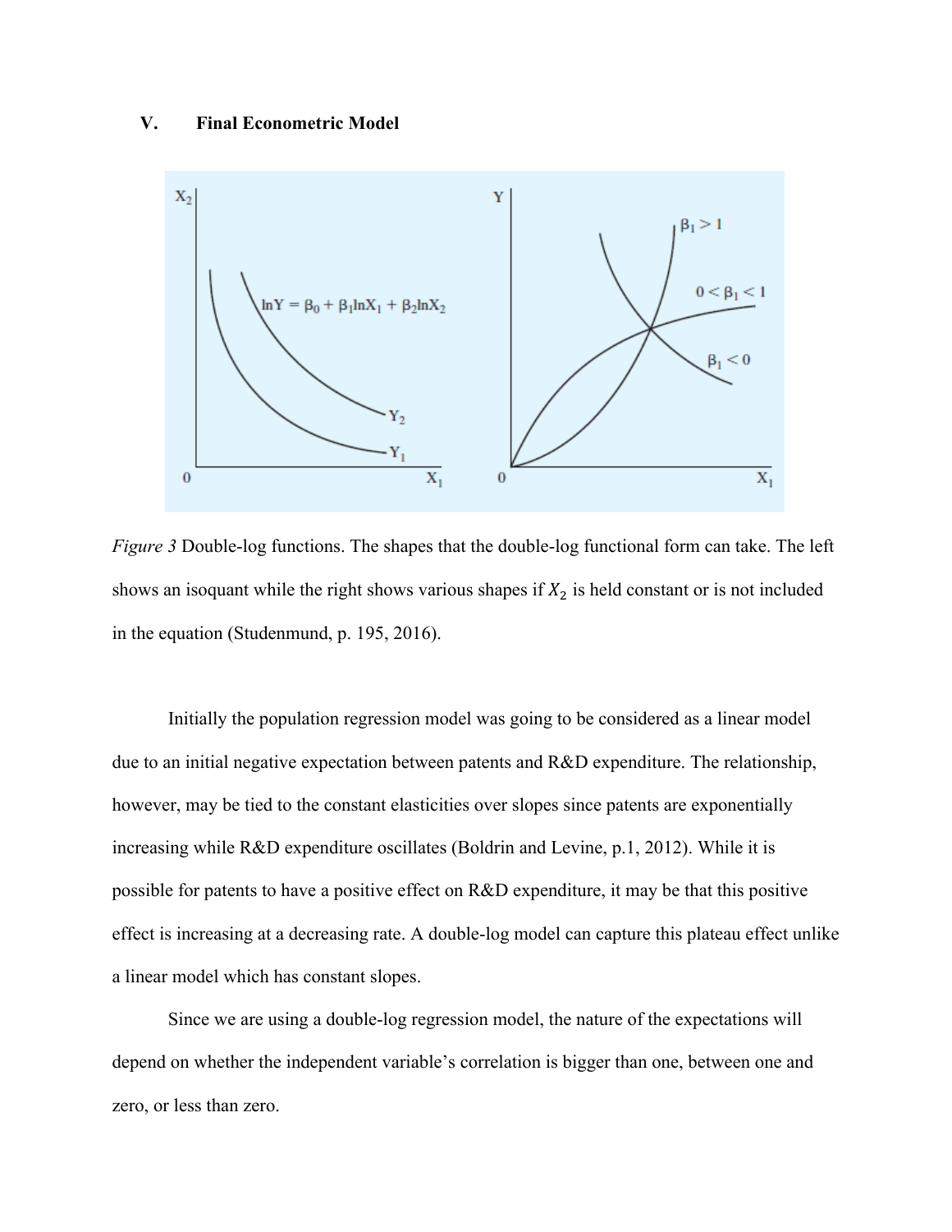## V. Final Econometric Model

*Figure 3* Double-log functions. The shapes that the double-log functional form can take. The left shows an isoquant while the right shows various shapes if $X_2$ is held constant or is not included in the equation (Studenmund, p. 195, 2016).

Initially the population regression model was going to be considered as a linear model due to an initial negative expectation between patents and R&D expenditure. The relationship, however, may be tied to the constant elasticities over slopes since patents are exponentially increasing while R&D expenditure oscillates (Boldrin and Levine, p.1, 2012). While it is possible for patents to have a positive effect on R&D expenditure, it may be that this positive effect is increasing at a decreasing rate. A double-log model can capture this plateau effect unlike a linear model which has constant slopes.

Since we are using a double-log regression model, the nature of the expectations will depend on whether the independent variable's correlation is bigger than one, between one and zero, or less than zero.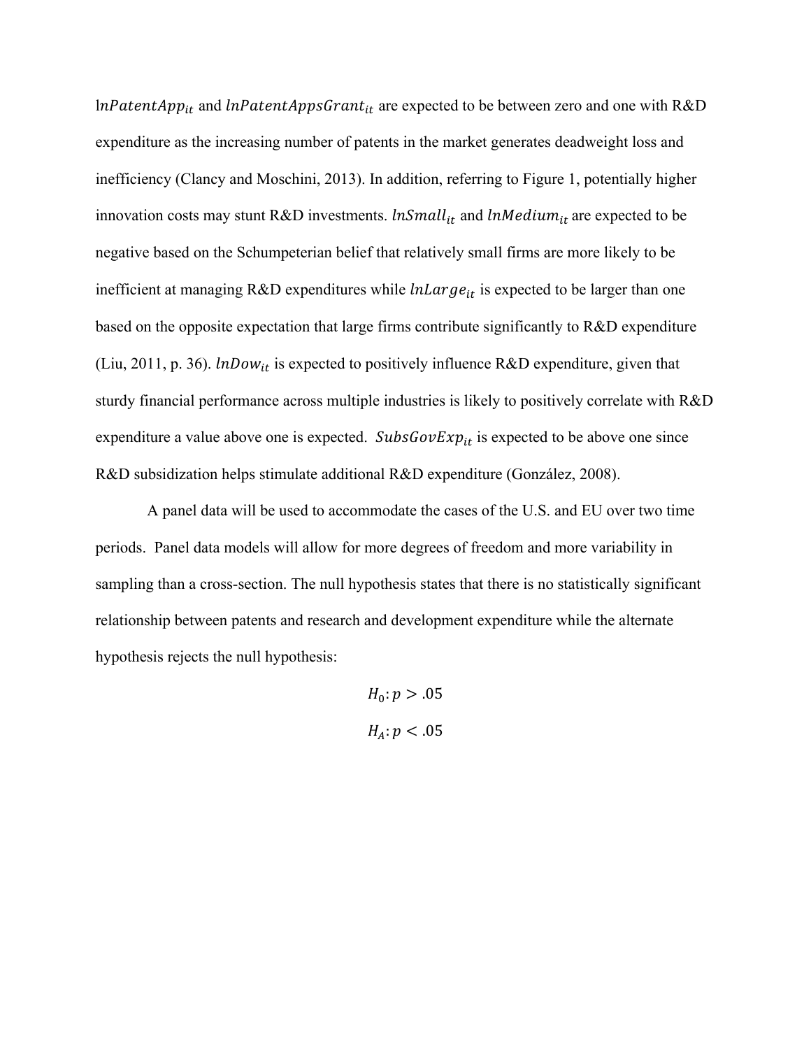$\ln PatentApp_{it}$ and $lnPatentAppsGrant_{it}$ are expected to be between zero and one with R&D expenditure as the increasing number of patents in the market generates deadweight loss and inefficiency (Clancy and Moschini, 2013). In addition, referring to Figure 1, potentially higher innovation costs may stunt R&D investments. $lnSmall_{it}$ and $lnMedium_{it}$ are expected to be negative based on the Schumpeterian belief that relatively small firms are more likely to be inefficient at managing R&D expenditures while $lnLarge_{it}$ is expected to be larger than one based on the opposite expectation that large firms contribute significantly to R&D expenditure (Liu, 2011, p. 36). $lnDow_{it}$ is expected to positively influence R&D expenditure, given that sturdy financial performance across multiple industries is likely to positively correlate with R&D expenditure a value above one is expected. $SubsGovExp_{it}$ is expected to be above one since R&D subsidization helps stimulate additional R&D expenditure (González, 2008).

A panel data will be used to accommodate the cases of the U.S. and EU over two time periods. Panel data models will allow for more degrees of freedom and more variability in sampling than a cross-section. The null hypothesis states that there is no statistically significant relationship between patents and research and development expenditure while the alternate hypothesis rejects the null hypothesis:

$$H_0: p > .05$$

$$H_A: p < .05$$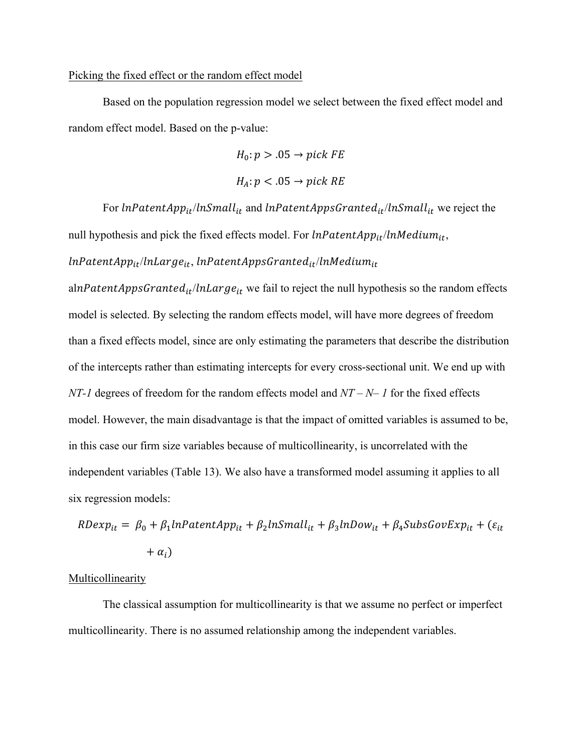Picking the fixed effect or the random effect model

Based on the population regression model we select between the fixed effect model and random effect model. Based on the p-value:

$$H_0: p > .05 \rightarrow pick\ FE$$

$$H_A: p < .05 \rightarrow pick\ RE$$

For $lnPatentApp_{it}/lnSmall_{it}$ and $lnPatentAppsGranted_{it}/lnSmall_{it}$ we reject the null hypothesis and pick the fixed effects model. For $lnPatentApp_{it}/lnMedium_{it}$, $lnPatentApp_{it}/lnLarge_{it}$, $lnPatentAppsGranted_{it}/lnMedium_{it}$ al$lnPatentAppsGranted_{it}/lnLarge_{it}$ we fail to reject the null hypothesis so the random effects model is selected. By selecting the random effects model, will have more degrees of freedom than a fixed effects model, since are only estimating the parameters that describe the distribution of the intercepts rather than estimating intercepts for every cross-sectional unit. We end up with *NT-1* degrees of freedom for the random effects model and *NT – N– 1* for the fixed effects model. However, the main disadvantage is that the impact of omitted variables is assumed to be, in this case our firm size variables because of multicollinearity, is uncorrelated with the independent variables (Table 13). We also have a transformed model assuming it applies to all six regression models:

$$RDexp_{it} = \beta_0 + \beta_1 lnPatentApp_{it} + \beta_2 lnSmall_{it} + \beta_3 lnDow_{it} + \beta_4 SubsGovExp_{it} + (\varepsilon_{it} + \alpha_i)$$

Multicollinearity

The classical assumption for multicollinearity is that we assume no perfect or imperfect multicollinearity. There is no assumed relationship among the independent variables.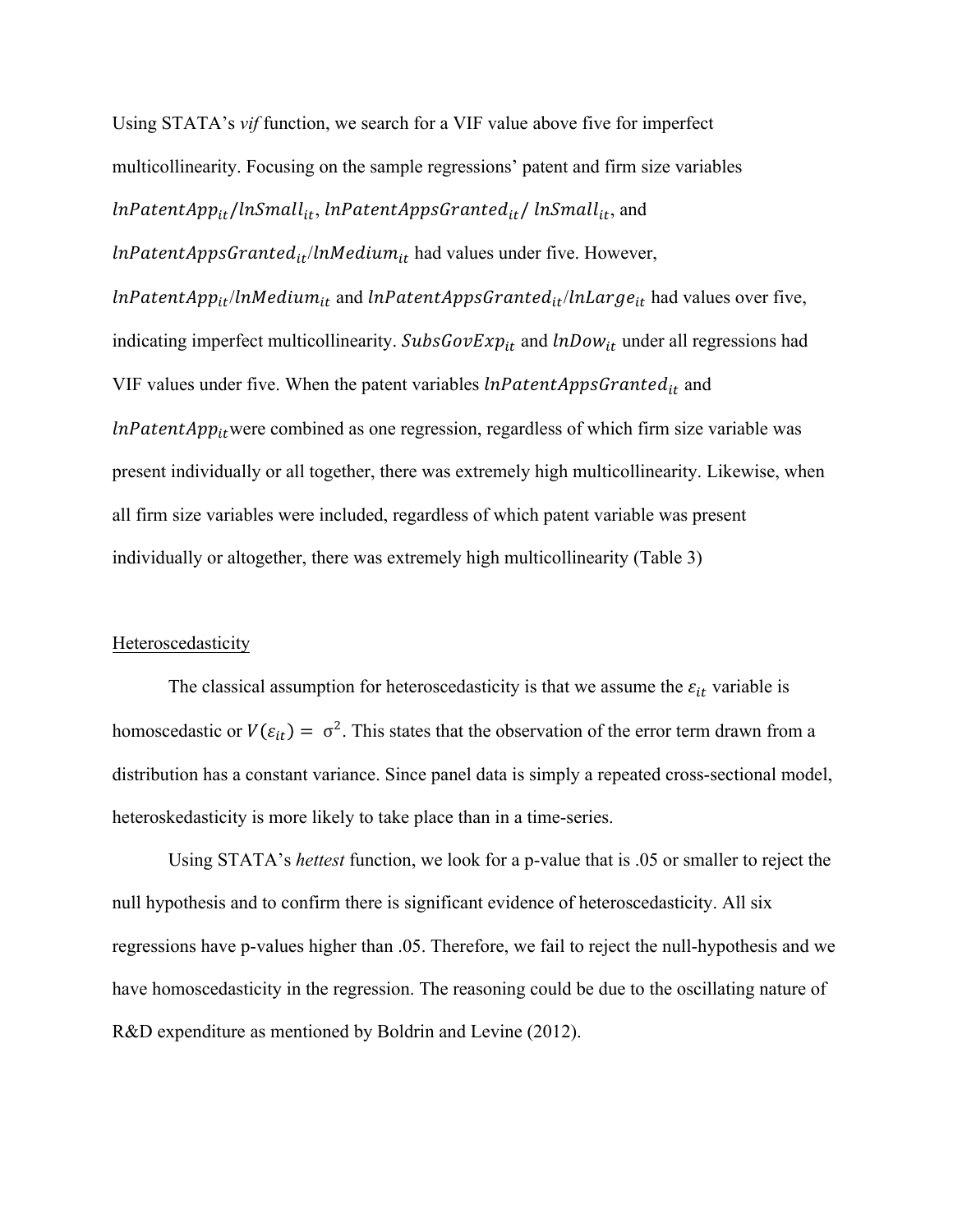Using STATA's *vif* function, we search for a VIF value above five for imperfect multicollinearity. Focusing on the sample regressions' patent and firm size variables $lnPatentApp_{it}/lnSmall_{it}$, $lnPatentAppsGranted_{it}/\ lnSmall_{it}$, and $lnPatentAppsGranted_{it}/lnMedium_{it}$ had values under five. However, $lnPatentApp_{it}/lnMedium_{it}$ and $lnPatentAppsGranted_{it}/lnLarge_{it}$ had values over five, indicating imperfect multicollinearity. $SubsGovExp_{it}$ and $lnDow_{it}$ under all regressions had VIF values under five. When the patent variables $lnPatentAppsGranted_{it}$ and $lnPatentApp_{it}$were combined as one regression, regardless of which firm size variable was present individually or all together, there was extremely high multicollinearity. Likewise, when all firm size variables were included, regardless of which patent variable was present individually or altogether, there was extremely high multicollinearity (Table 3)

Heteroscedasticity

The classical assumption for heteroscedasticity is that we assume the $\varepsilon_{it}$ variable is homoscedastic or $V(\varepsilon_{it}) = \sigma^2$. This states that the observation of the error term drawn from a distribution has a constant variance. Since panel data is simply a repeated cross-sectional model, heteroskedasticity is more likely to take place than in a time-series.

Using STATA's *hettest* function, we look for a p-value that is .05 or smaller to reject the null hypothesis and to confirm there is significant evidence of heteroscedasticity. All six regressions have p-values higher than .05. Therefore, we fail to reject the null-hypothesis and we have homoscedasticity in the regression. The reasoning could be due to the oscillating nature of R&D expenditure as mentioned by Boldrin and Levine (2012).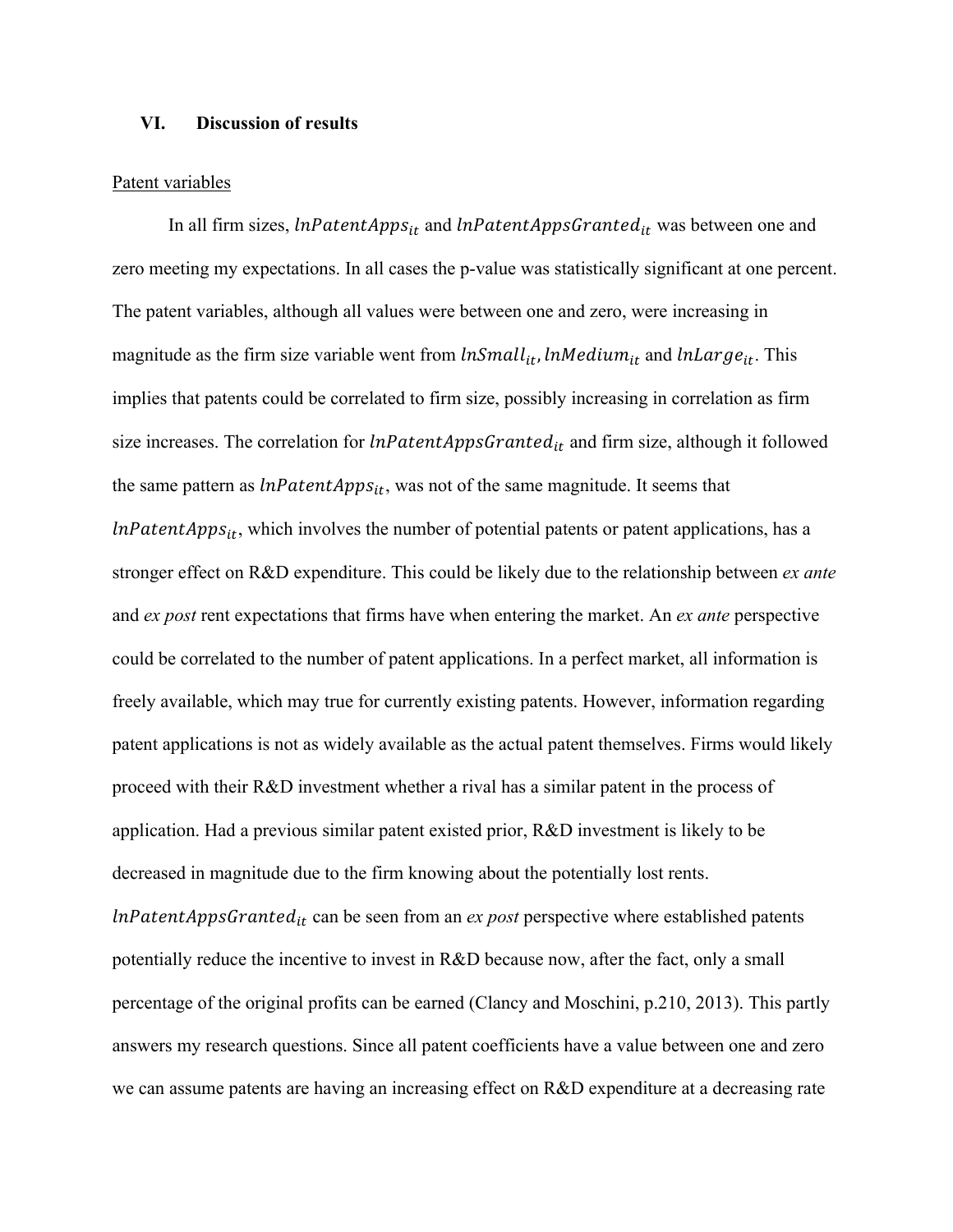## VI. Discussion of results

Patent variables

In all firm sizes, $lnPatentApps_{it}$ and $lnPatentAppsGranted_{it}$ was between one and zero meeting my expectations. In all cases the p-value was statistically significant at one percent. The patent variables, although all values were between one and zero, were increasing in magnitude as the firm size variable went from $lnSmall_{it}$, $lnMedium_{it}$ and $lnLarge_{it}$. This implies that patents could be correlated to firm size, possibly increasing in correlation as firm size increases. The correlation for $lnPatentAppsGranted_{it}$ and firm size, although it followed the same pattern as $lnPatentApps_{it}$, was not of the same magnitude. It seems that $lnPatentApps_{it}$, which involves the number of potential patents or patent applications, has a stronger effect on R&D expenditure. This could be likely due to the relationship between *ex ante* and *ex post* rent expectations that firms have when entering the market. An *ex ante* perspective could be correlated to the number of patent applications. In a perfect market, all information is freely available, which may true for currently existing patents. However, information regarding patent applications is not as widely available as the actual patent themselves. Firms would likely proceed with their R&D investment whether a rival has a similar patent in the process of application. Had a previous similar patent existed prior, R&D investment is likely to be decreased in magnitude due to the firm knowing about the potentially lost rents. $lnPatentAppsGranted_{it}$ can be seen from an *ex post* perspective where established patents potentially reduce the incentive to invest in R&D because now, after the fact, only a small percentage of the original profits can be earned (Clancy and Moschini, p.210, 2013). This partly answers my research questions. Since all patent coefficients have a value between one and zero we can assume patents are having an increasing effect on R&D expenditure at a decreasing rate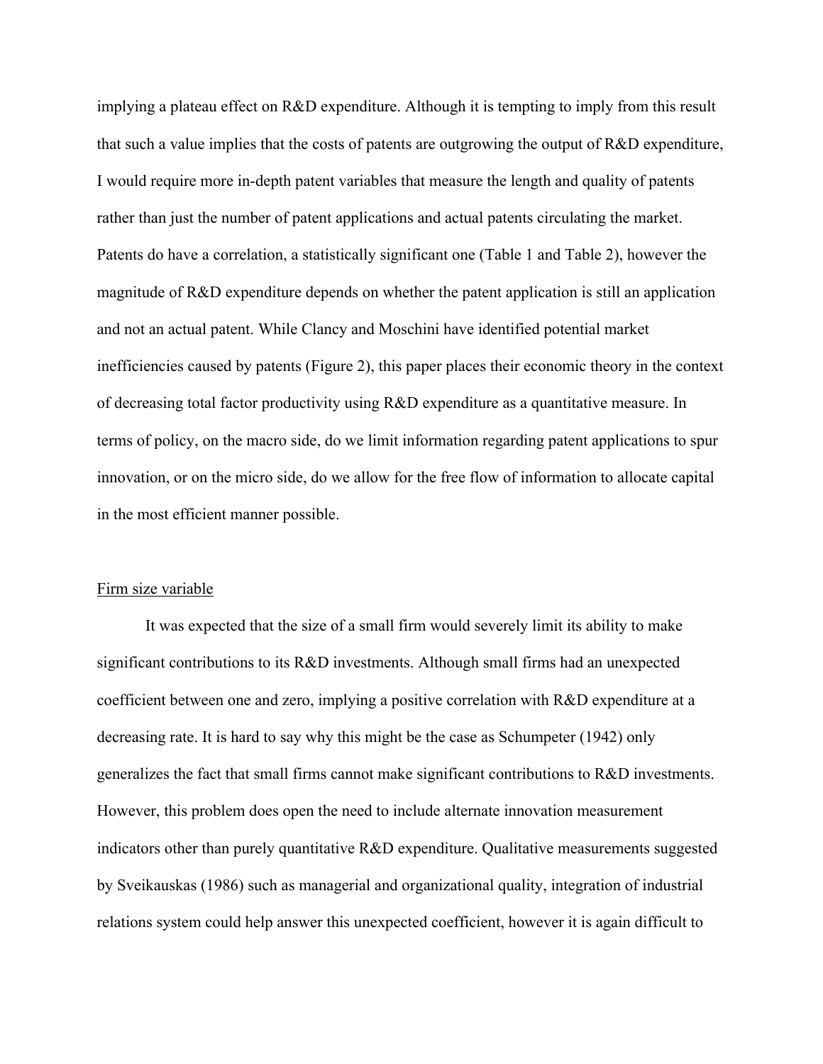implying a plateau effect on R&D expenditure. Although it is tempting to imply from this result that such a value implies that the costs of patents are outgrowing the output of R&D expenditure, I would require more in-depth patent variables that measure the length and quality of patents rather than just the number of patent applications and actual patents circulating the market. Patents do have a correlation, a statistically significant one (Table 1 and Table 2), however the magnitude of R&D expenditure depends on whether the patent application is still an application and not an actual patent. While Clancy and Moschini have identified potential market inefficiencies caused by patents (Figure 2), this paper places their economic theory in the context of decreasing total factor productivity using R&D expenditure as a quantitative measure. In terms of policy, on the macro side, do we limit information regarding patent applications to spur innovation, or on the micro side, do we allow for the free flow of information to allocate capital in the most efficient manner possible.

<u>Firm size variable</u>

It was expected that the size of a small firm would severely limit its ability to make significant contributions to its R&D investments. Although small firms had an unexpected coefficient between one and zero, implying a positive correlation with R&D expenditure at a decreasing rate. It is hard to say why this might be the case as Schumpeter (1942) only generalizes the fact that small firms cannot make significant contributions to R&D investments. However, this problem does open the need to include alternate innovation measurement indicators other than purely quantitative R&D expenditure. Qualitative measurements suggested by Sveikauskas (1986) such as managerial and organizational quality, integration of industrial relations system could help answer this unexpected coefficient, however it is again difficult to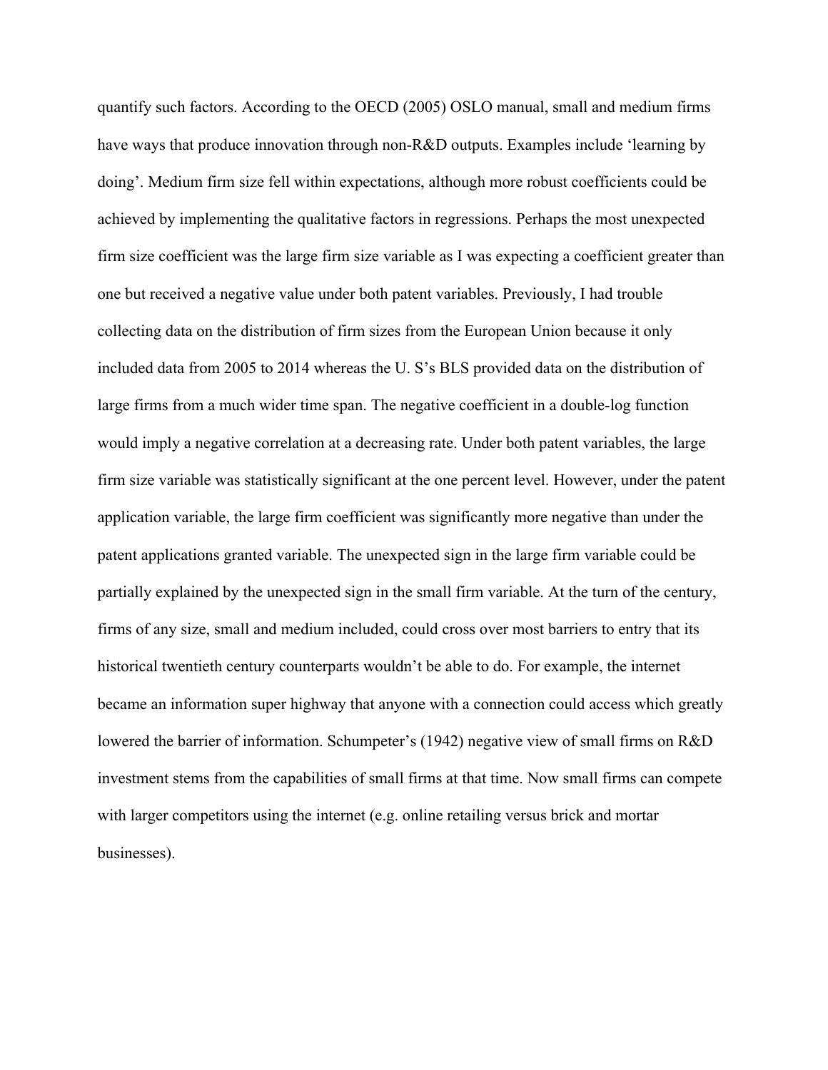quantify such factors. According to the OECD (2005) OSLO manual, small and medium firms have ways that produce innovation through non-R&D outputs. Examples include 'learning by doing'. Medium firm size fell within expectations, although more robust coefficients could be achieved by implementing the qualitative factors in regressions. Perhaps the most unexpected firm size coefficient was the large firm size variable as I was expecting a coefficient greater than one but received a negative value under both patent variables. Previously, I had trouble collecting data on the distribution of firm sizes from the European Union because it only included data from 2005 to 2014 whereas the U. S's BLS provided data on the distribution of large firms from a much wider time span. The negative coefficient in a double-log function would imply a negative correlation at a decreasing rate. Under both patent variables, the large firm size variable was statistically significant at the one percent level. However, under the patent application variable, the large firm coefficient was significantly more negative than under the patent applications granted variable. The unexpected sign in the large firm variable could be partially explained by the unexpected sign in the small firm variable. At the turn of the century, firms of any size, small and medium included, could cross over most barriers to entry that its historical twentieth century counterparts wouldn't be able to do. For example, the internet became an information super highway that anyone with a connection could access which greatly lowered the barrier of information. Schumpeter's (1942) negative view of small firms on R&D investment stems from the capabilities of small firms at that time. Now small firms can compete with larger competitors using the internet (e.g. online retailing versus brick and mortar businesses).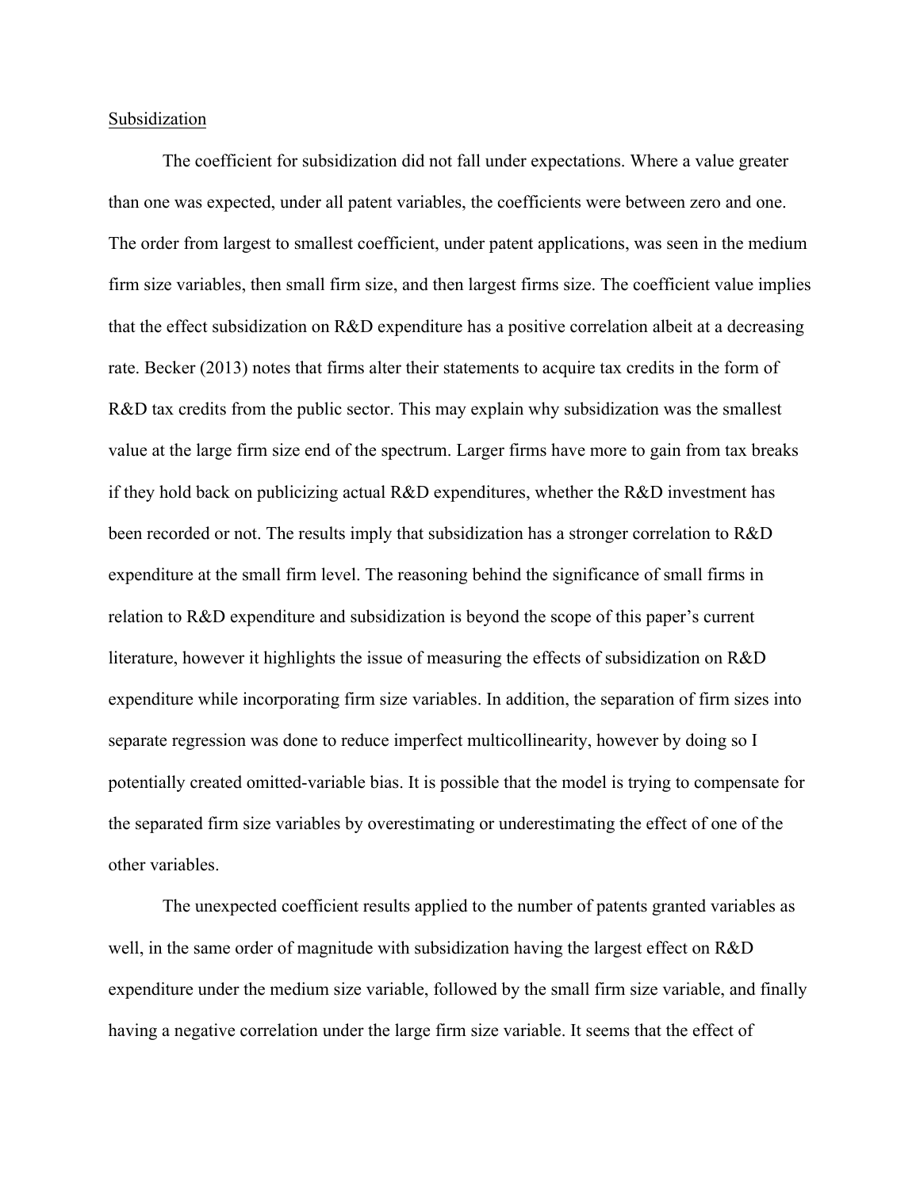Subsidization

The coefficient for subsidization did not fall under expectations. Where a value greater than one was expected, under all patent variables, the coefficients were between zero and one. The order from largest to smallest coefficient, under patent applications, was seen in the medium firm size variables, then small firm size, and then largest firms size. The coefficient value implies that the effect subsidization on R&D expenditure has a positive correlation albeit at a decreasing rate. Becker (2013) notes that firms alter their statements to acquire tax credits in the form of R&D tax credits from the public sector. This may explain why subsidization was the smallest value at the large firm size end of the spectrum. Larger firms have more to gain from tax breaks if they hold back on publicizing actual R&D expenditures, whether the R&D investment has been recorded or not. The results imply that subsidization has a stronger correlation to R&D expenditure at the small firm level. The reasoning behind the significance of small firms in relation to R&D expenditure and subsidization is beyond the scope of this paper's current literature, however it highlights the issue of measuring the effects of subsidization on R&D expenditure while incorporating firm size variables. In addition, the separation of firm sizes into separate regression was done to reduce imperfect multicollinearity, however by doing so I potentially created omitted-variable bias. It is possible that the model is trying to compensate for the separated firm size variables by overestimating or underestimating the effect of one of the other variables.

The unexpected coefficient results applied to the number of patents granted variables as well, in the same order of magnitude with subsidization having the largest effect on R&D expenditure under the medium size variable, followed by the small firm size variable, and finally having a negative correlation under the large firm size variable. It seems that the effect of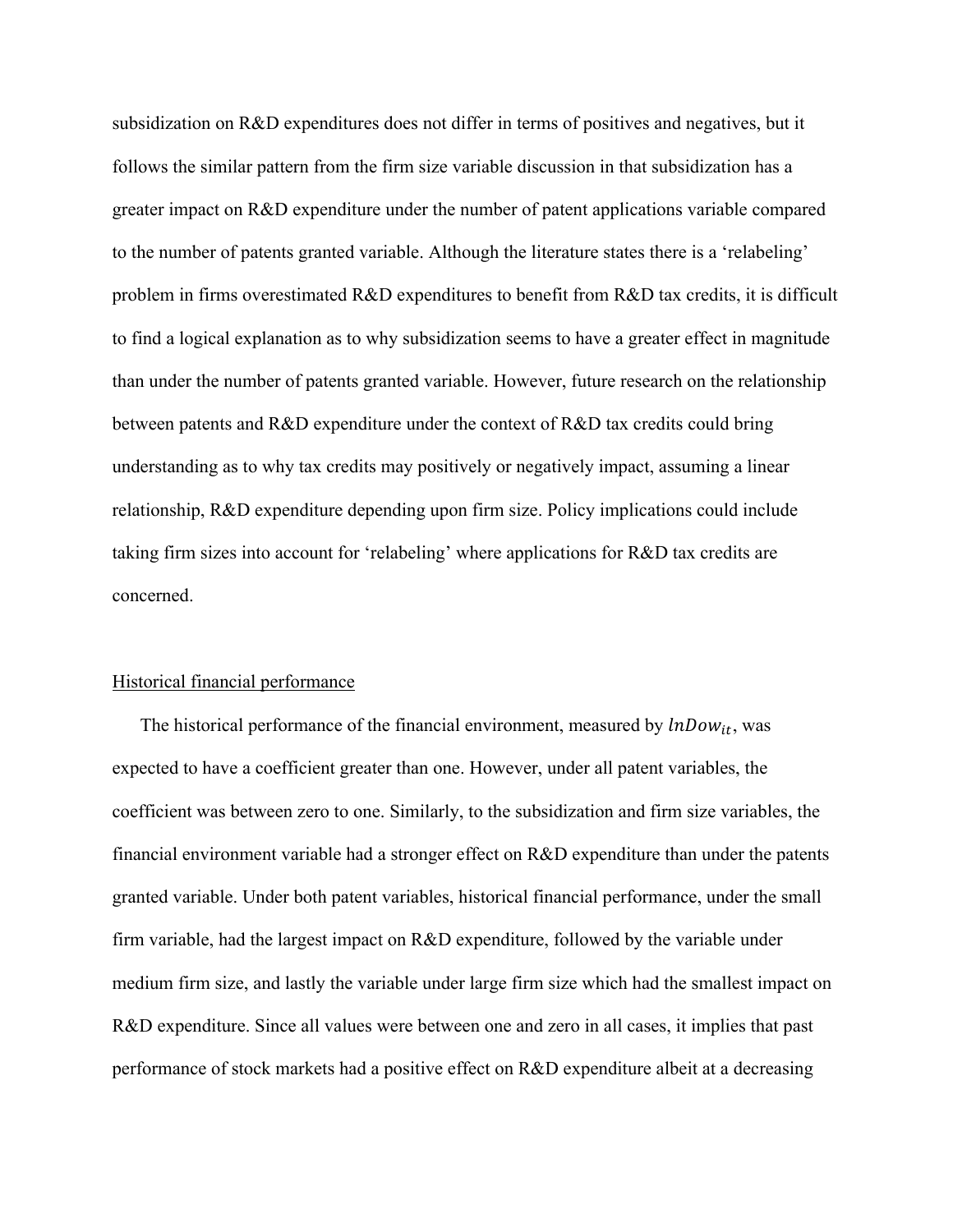subsidization on R&D expenditures does not differ in terms of positives and negatives, but it follows the similar pattern from the firm size variable discussion in that subsidization has a greater impact on R&D expenditure under the number of patent applications variable compared to the number of patents granted variable. Although the literature states there is a 'relabeling' problem in firms overestimated R&D expenditures to benefit from R&D tax credits, it is difficult to find a logical explanation as to why subsidization seems to have a greater effect in magnitude than under the number of patents granted variable. However, future research on the relationship between patents and R&D expenditure under the context of R&D tax credits could bring understanding as to why tax credits may positively or negatively impact, assuming a linear relationship, R&D expenditure depending upon firm size. Policy implications could include taking firm sizes into account for 'relabeling' where applications for R&D tax credits are concerned.

<u>Historical financial performance</u>

The historical performance of the financial environment, measured by $lnDow_{it}$, was expected to have a coefficient greater than one. However, under all patent variables, the coefficient was between zero to one. Similarly, to the subsidization and firm size variables, the financial environment variable had a stronger effect on R&D expenditure than under the patents granted variable. Under both patent variables, historical financial performance, under the small firm variable, had the largest impact on R&D expenditure, followed by the variable under medium firm size, and lastly the variable under large firm size which had the smallest impact on R&D expenditure. Since all values were between one and zero in all cases, it implies that past performance of stock markets had a positive effect on R&D expenditure albeit at a decreasing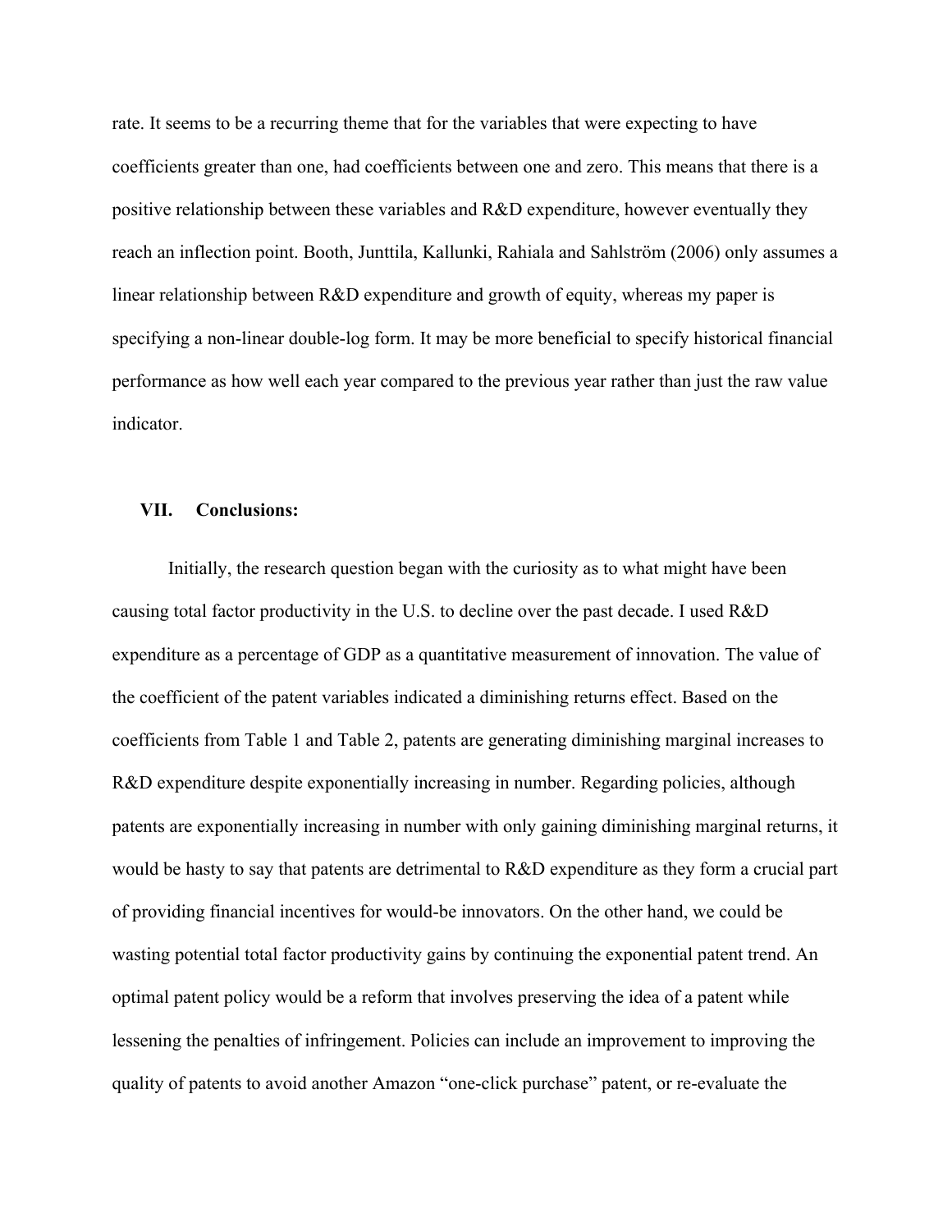rate. It seems to be a recurring theme that for the variables that were expecting to have coefficients greater than one, had coefficients between one and zero. This means that there is a positive relationship between these variables and R&D expenditure, however eventually they reach an inflection point. Booth, Junttila, Kallunki, Rahiala and Sahlström (2006) only assumes a linear relationship between R&D expenditure and growth of equity, whereas my paper is specifying a non-linear double-log form. It may be more beneficial to specify historical financial performance as how well each year compared to the previous year rather than just the raw value indicator.

## VII. Conclusions:

Initially, the research question began with the curiosity as to what might have been causing total factor productivity in the U.S. to decline over the past decade. I used R&D expenditure as a percentage of GDP as a quantitative measurement of innovation. The value of the coefficient of the patent variables indicated a diminishing returns effect. Based on the coefficients from Table 1 and Table 2, patents are generating diminishing marginal increases to R&D expenditure despite exponentially increasing in number. Regarding policies, although patents are exponentially increasing in number with only gaining diminishing marginal returns, it would be hasty to say that patents are detrimental to R&D expenditure as they form a crucial part of providing financial incentives for would-be innovators. On the other hand, we could be wasting potential total factor productivity gains by continuing the exponential patent trend. An optimal patent policy would be a reform that involves preserving the idea of a patent while lessening the penalties of infringement. Policies can include an improvement to improving the quality of patents to avoid another Amazon "one-click purchase" patent, or re-evaluate the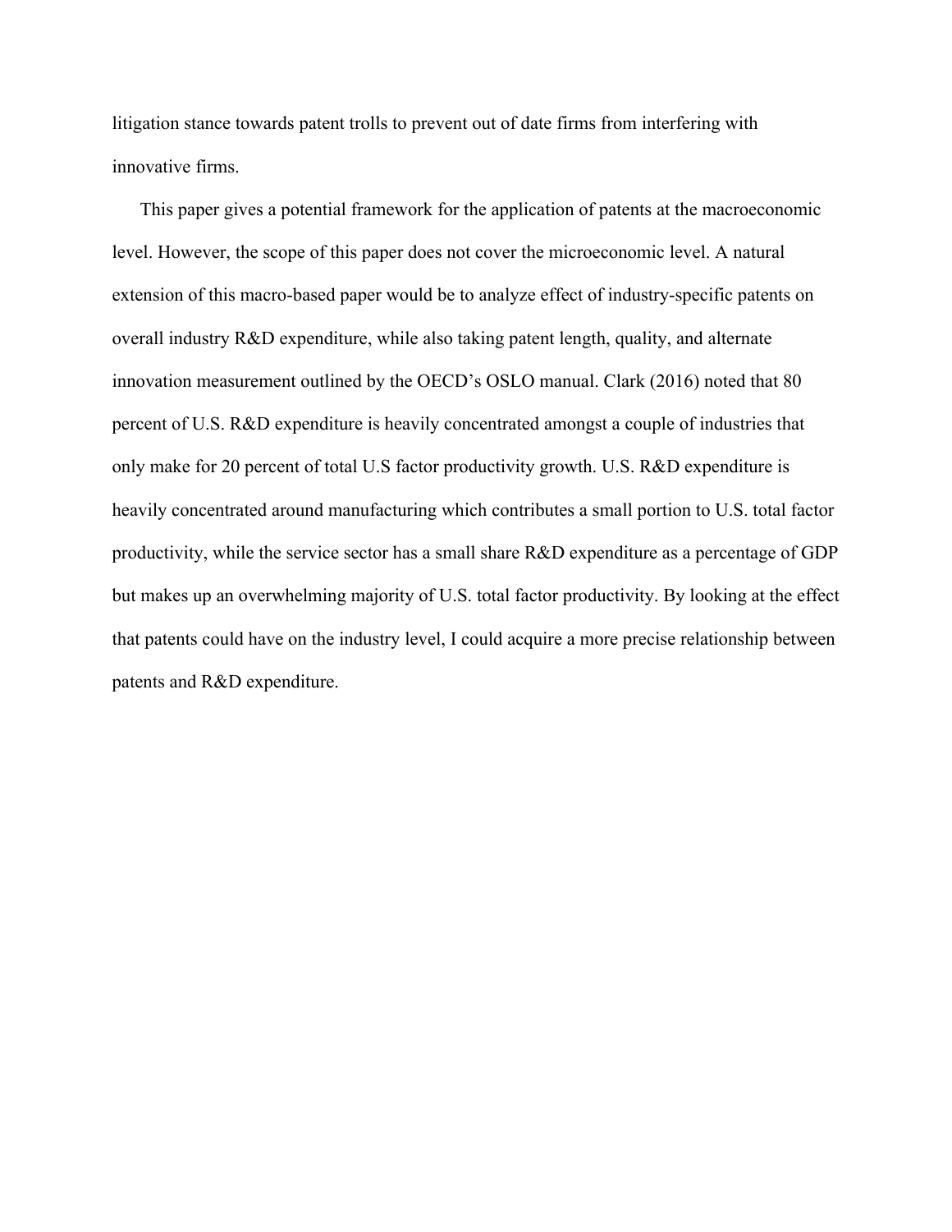litigation stance towards patent trolls to prevent out of date firms from interfering with innovative firms.

This paper gives a potential framework for the application of patents at the macroeconomic level. However, the scope of this paper does not cover the microeconomic level. A natural extension of this macro-based paper would be to analyze effect of industry-specific patents on overall industry R&D expenditure, while also taking patent length, quality, and alternate innovation measurement outlined by the OECD's OSLO manual. Clark (2016) noted that 80 percent of U.S. R&D expenditure is heavily concentrated amongst a couple of industries that only make for 20 percent of total U.S factor productivity growth. U.S. R&D expenditure is heavily concentrated around manufacturing which contributes a small portion to U.S. total factor productivity, while the service sector has a small share R&D expenditure as a percentage of GDP but makes up an overwhelming majority of U.S. total factor productivity. By looking at the effect that patents could have on the industry level, I could acquire a more precise relationship between patents and R&D expenditure.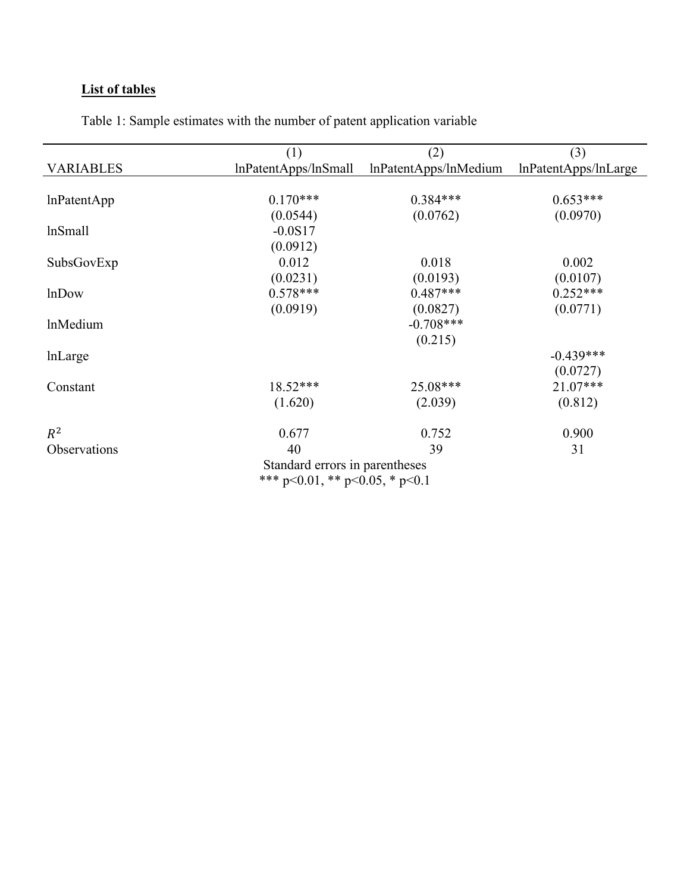**List of tables**

Table 1: Sample estimates with the number of patent application variable

| VARIABLES | (1)<br>lnPatentApps/lnSmall | (2)<br>lnPatentApps/lnMedium | (3)<br>lnPatentApps/lnLarge |
|---|---|---|---|
| lnPatentApp | 0.170*** | 0.384*** | 0.653*** |
| | (0.0544) | (0.0762) | (0.0970) |
| lnSmall | -0.0S17 | | |
| | (0.0912) | | |
| SubsGovExp | 0.012 | 0.018 | 0.002 |
| | (0.0231) | (0.0193) | (0.0107) |
| lnDow | 0.578*** | 0.487*** | 0.252*** |
| | (0.0919) | (0.0827) | (0.0771) |
| lnMedium | | -0.708*** | |
| | | (0.215) | |
| lnLarge | | | -0.439*** |
| | | | (0.0727) |
| Constant | 18.52*** | 25.08*** | 21.07*** |
| | (1.620) | (2.039) | (0.812) |
| $R^2$ | 0.677 | 0.752 | 0.900 |
| Observations | 40 | 39 | 31 |

Standard errors in parentheses
*** p<0.01, ** p<0.05, * p<0.1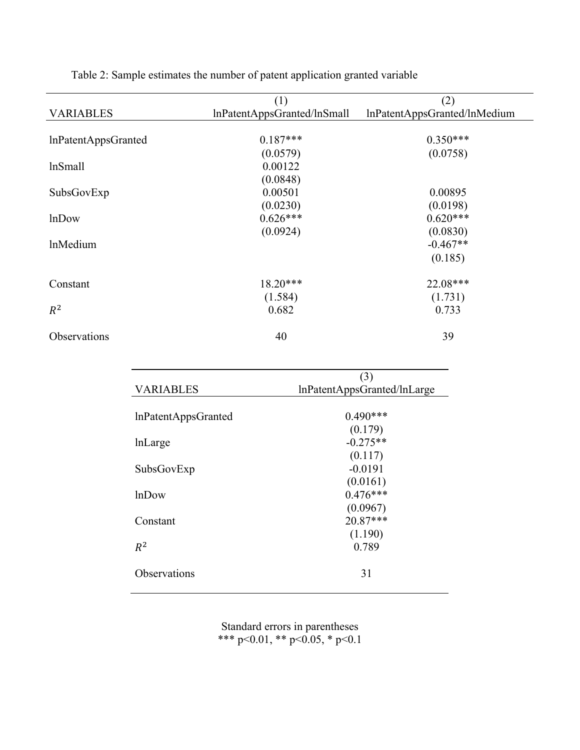Table 2: Sample estimates the number of patent application granted variable

| VARIABLES | (1)<br>lnPatentAppsGranted/lnSmall | (2)<br>lnPatentAppsGranted/lnMedium |
|---|---|---|
| lnPatentAppsGranted | 0.187*** | 0.350*** |
| | (0.0579) | (0.0758) |
| lnSmall | 0.00122 | |
| | (0.0848) | |
| SubsGovExp | 0.00501 | 0.00895 |
| | (0.0230) | (0.0198) |
| lnDow | 0.626*** | 0.620*** |
| | (0.0924) | (0.0830) |
| lnMedium | | -0.467** |
| | | (0.185) |
| Constant | 18.20*** | 22.08*** |
| | (1.584) | (1.731) |
| $R^2$ | 0.682 | 0.733 |
| Observations | 40 | 39 |

| VARIABLES | (3)<br>lnPatentAppsGranted/lnLarge |
|---|---|
| lnPatentAppsGranted | 0.490*** |
| | (0.179) |
| lnLarge | -0.275** |
| | (0.117) |
| SubsGovExp | -0.0191 |
| | (0.0161) |
| lnDow | 0.476*** |
| | (0.0967) |
| Constant | 20.87*** |
| | (1.190) |
| $R^2$ | 0.789 |
| Observations | 31 |

Standard errors in parentheses
*** p<0.01, ** p<0.05, * p<0.1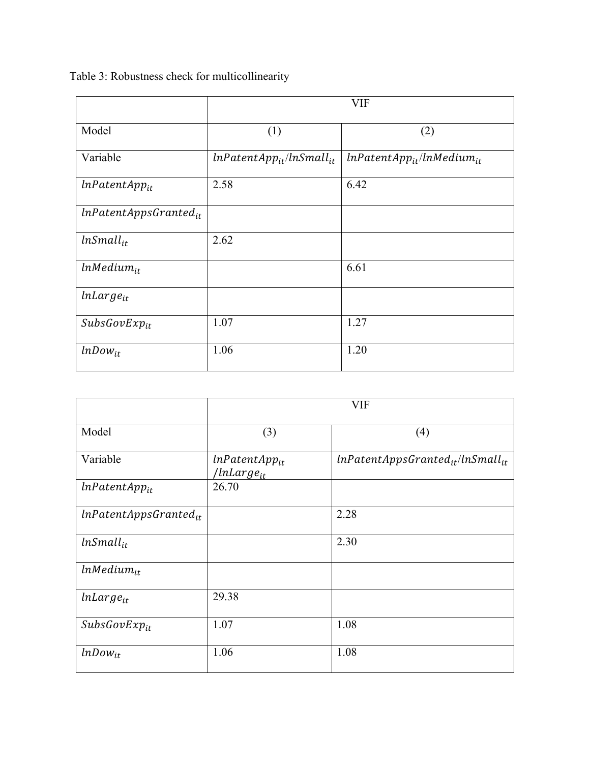Table 3: Robustness check for multicollinearity

| | VIF | |
|---|---|---|
| Model | (1) | (2) |
| Variable | $lnPatentApp_{it}/lnSmall_{it}$ | $lnPatentApp_{it}/lnMedium_{it}$ |
| $lnPatentApp_{it}$ | 2.58 | 6.42 |
| $lnPatentAppsGranted_{it}$ | | |
| $lnSmall_{it}$ | 2.62 | |
| $lnMedium_{it}$ | | 6.61 |
| $lnLarge_{it}$ | | |
| $SubsGovExp_{it}$ | 1.07 | 1.27 |
| $lnDow_{it}$ | 1.06 | 1.20 |

| | VIF | |
|---|---|---|
| Model | (3) | (4) |
| Variable | $lnPatentApp_{it}/lnLarge_{it}$ | $lnPatentAppsGranted_{it}/lnSmall_{it}$ |
| $lnPatentApp_{it}$ | 26.70 | |
| $lnPatentAppsGranted_{it}$ | | 2.28 |
| $lnSmall_{it}$ | | 2.30 |
| $lnMedium_{it}$ | | |
| $lnLarge_{it}$ | 29.38 | |
| $SubsGovExp_{it}$ | 1.07 | 1.08 |
| $lnDow_{it}$ | 1.06 | 1.08 |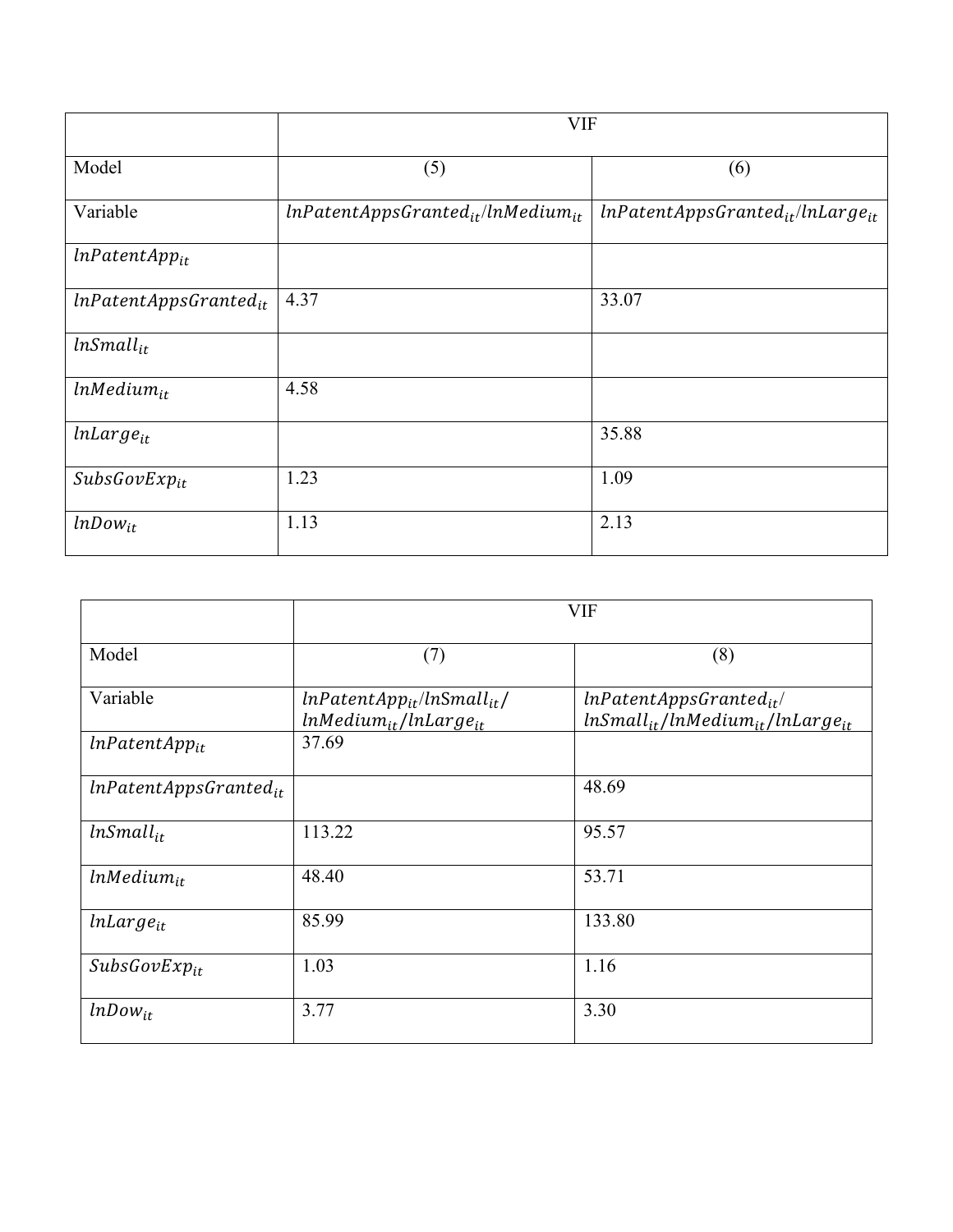| | VIF | |
|---|---|---|
| Model | (5) | (6) |
| Variable | $lnPatentAppsGranted_{it}/lnMedium_{it}$ | $lnPatentAppsGranted_{it}/lnLarge_{it}$ |
| $lnPatentApp_{it}$ | | |
| $lnPatentAppsGranted_{it}$ | 4.37 | 33.07 |
| $lnSmall_{it}$ | | |
| $lnMedium_{it}$ | 4.58 | |
| $lnLarge_{it}$ | | 35.88 |
| $SubsGovExp_{it}$ | 1.23 | 1.09 |
| $lnDow_{it}$ | 1.13 | 2.13 |

| | VIF | |
|---|---|---|
| Model | (7) | (8) |
| Variable | $lnPatentApp_{it}/lnSmall_{it}/lnMedium_{it}/lnLarge_{it}$ | $lnPatentAppsGranted_{it}/lnSmall_{it}/lnMedium_{it}/lnLarge_{it}$ |
| $lnPatentApp_{it}$ | 37.69 | |
| $lnPatentAppsGranted_{it}$ | | 48.69 |
| $lnSmall_{it}$ | 113.22 | 95.57 |
| $lnMedium_{it}$ | 48.40 | 53.71 |
| $lnLarge_{it}$ | 85.99 | 133.80 |
| $SubsGovExp_{it}$ | 1.03 | 1.16 |
| $lnDow_{it}$ | 3.77 | 3.30 |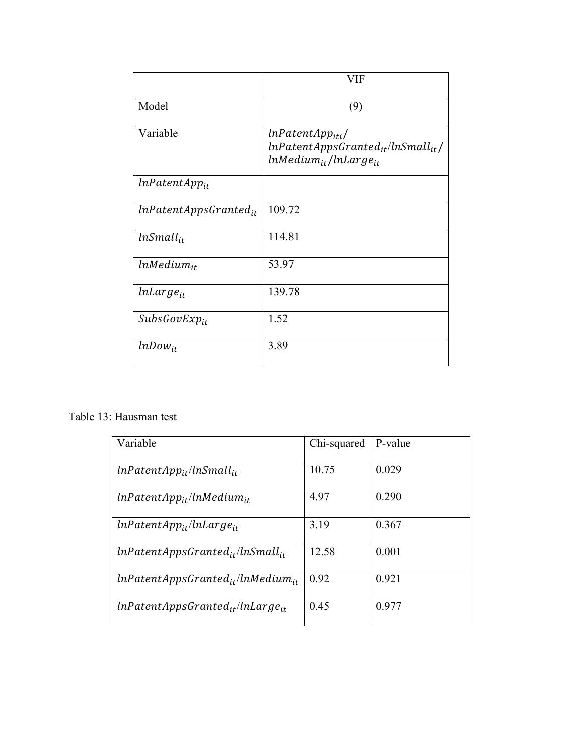| | VIF |
|---|---|
| Model | (9) |
| Variable | $lnPatentApp_{iti}$/ $lnPatentAppsGranted_{it}$/$lnSmall_{it}$/ $lnMedium_{it}$/$lnLarge_{it}$ |
| $lnPatentApp_{it}$ | |
| $lnPatentAppsGranted_{it}$ | 109.72 |
| $lnSmall_{it}$ | 114.81 |
| $lnMedium_{it}$ | 53.97 |
| $lnLarge_{it}$ | 139.78 |
| $SubsGovExp_{it}$ | 1.52 |
| $lnDow_{it}$ | 3.89 |

Table 13: Hausman test

| Variable | Chi-squared | P-value |
|---|---|---|
| $lnPatentApp_{it}$/$lnSmall_{it}$ | 10.75 | 0.029 |
| $lnPatentApp_{it}$/$lnMedium_{it}$ | 4.97 | 0.290 |
| $lnPatentApp_{it}$/$lnLarge_{it}$ | 3.19 | 0.367 |
| $lnPatentAppsGranted_{it}$/$lnSmall_{it}$ | 12.58 | 0.001 |
| $lnPatentAppsGranted_{it}$/$lnMedium_{it}$ | 0.92 | 0.921 |
| $lnPatentAppsGranted_{it}$/$lnLarge_{it}$ | 0.45 | 0.977 |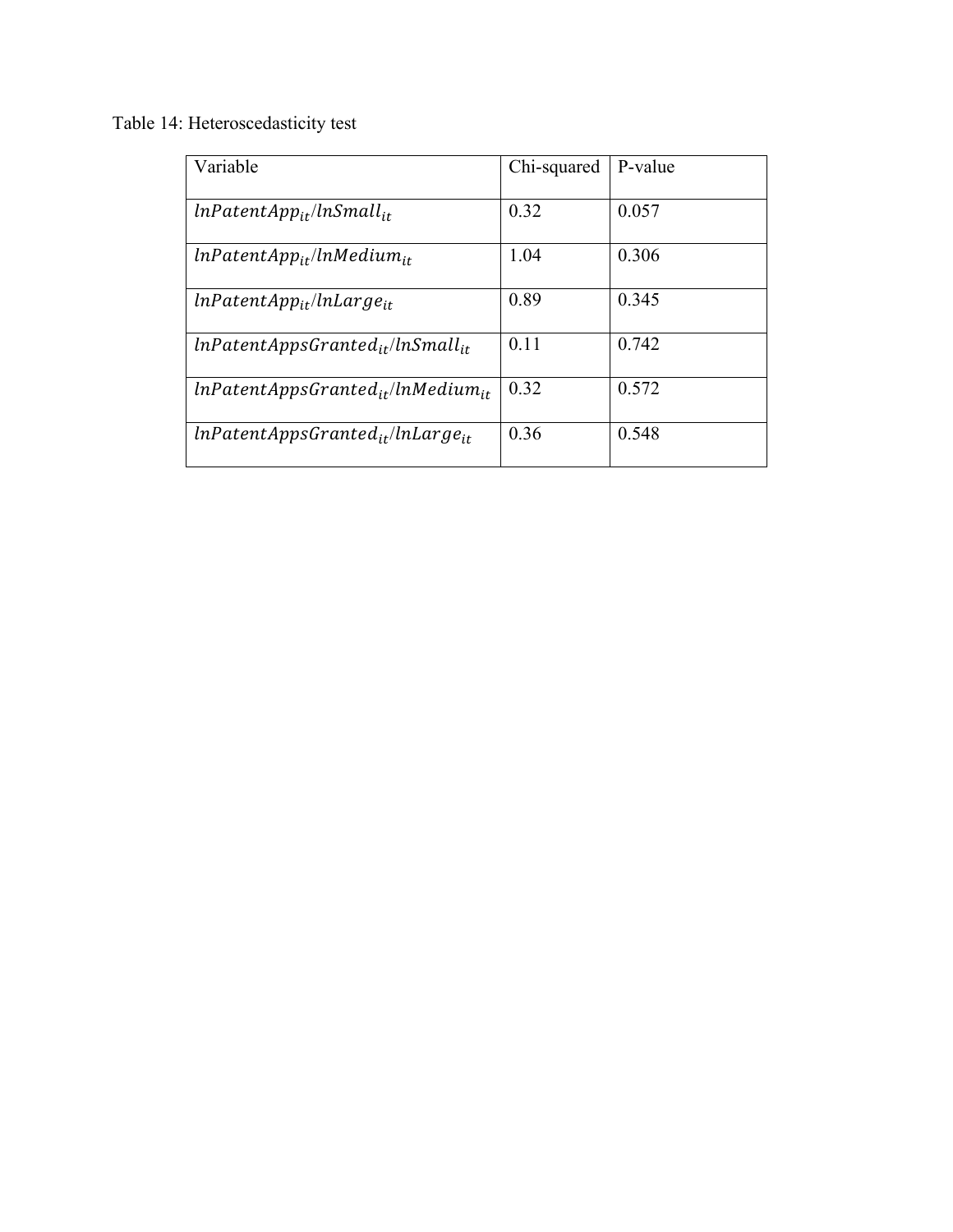Table 14: Heteroscedasticity test

| Variable | Chi-squared | P-value |
|---|---|---|
| $lnPatentApp_{it}/lnSmall_{it}$ | 0.32 | 0.057 |
| $lnPatentApp_{it}/lnMedium_{it}$ | 1.04 | 0.306 |
| $lnPatentApp_{it}/lnLarge_{it}$ | 0.89 | 0.345 |
| $lnPatentAppsGranted_{it}/lnSmall_{it}$ | 0.11 | 0.742 |
| $lnPatentAppsGranted_{it}/lnMedium_{it}$ | 0.32 | 0.572 |
| $lnPatentAppsGranted_{it}/lnLarge_{it}$ | 0.36 | 0.548 |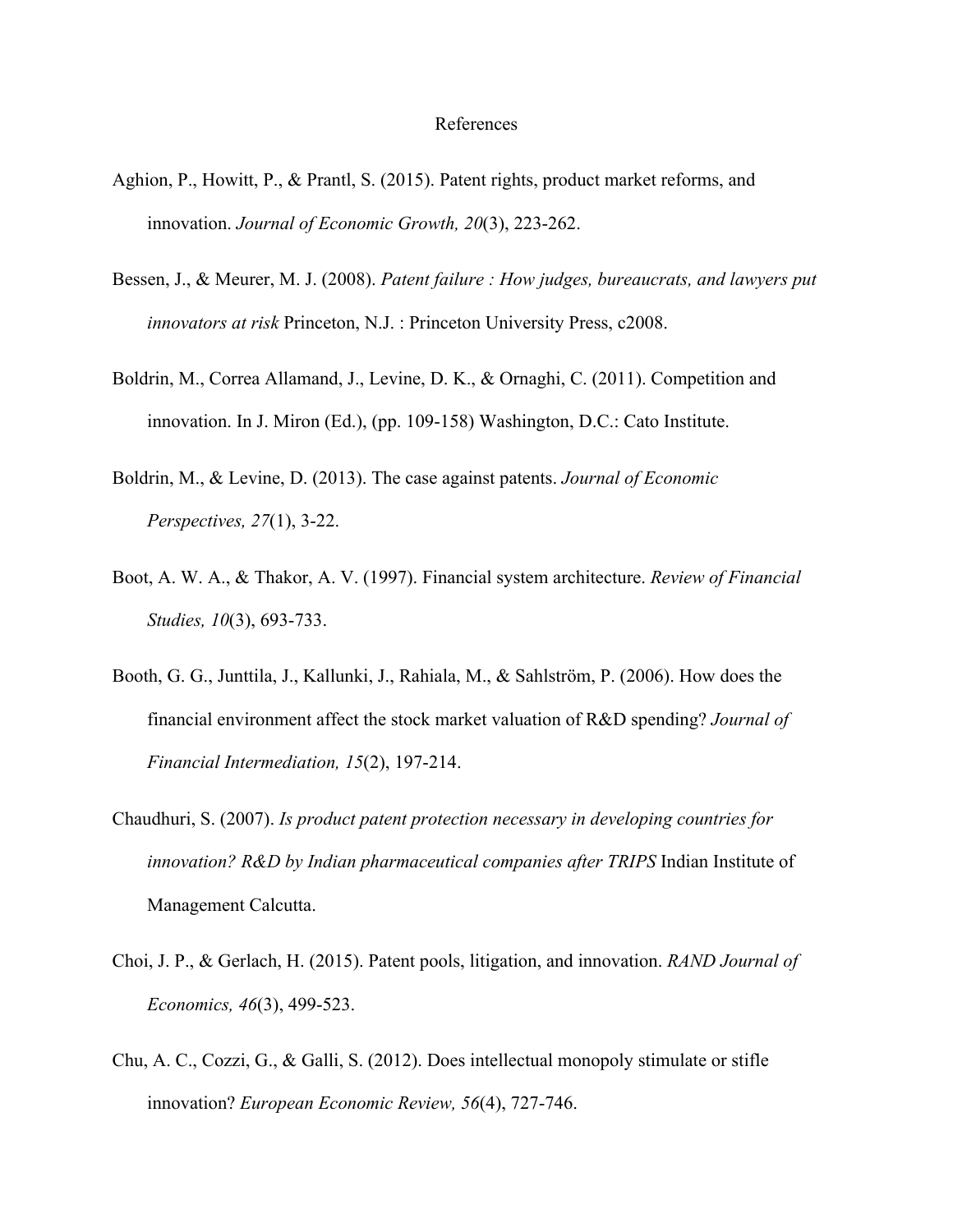# References

Aghion, P., Howitt, P., & Prantl, S. (2015). Patent rights, product market reforms, and innovation. *Journal of Economic Growth, 20*(3), 223-262.

Bessen, J., & Meurer, M. J. (2008). *Patent failure : How judges, bureaucrats, and lawyers put innovators at risk* Princeton, N.J. : Princeton University Press, c2008.

Boldrin, M., Correa Allamand, J., Levine, D. K., & Ornaghi, C. (2011). Competition and innovation. In J. Miron (Ed.), (pp. 109-158) Washington, D.C.: Cato Institute.

Boldrin, M., & Levine, D. (2013). The case against patents. *Journal of Economic Perspectives, 27*(1), 3-22.

Boot, A. W. A., & Thakor, A. V. (1997). Financial system architecture. *Review of Financial Studies, 10*(3), 693-733.

Booth, G. G., Junttila, J., Kallunki, J., Rahiala, M., & Sahlström, P. (2006). How does the financial environment affect the stock market valuation of R&D spending? *Journal of Financial Intermediation, 15*(2), 197-214.

Chaudhuri, S. (2007). *Is product patent protection necessary in developing countries for innovation? R&D by Indian pharmaceutical companies after TRIPS* Indian Institute of Management Calcutta.

Choi, J. P., & Gerlach, H. (2015). Patent pools, litigation, and innovation. *RAND Journal of Economics, 46*(3), 499-523.

Chu, A. C., Cozzi, G., & Galli, S. (2012). Does intellectual monopoly stimulate or stifle innovation? *European Economic Review, 56*(4), 727-746.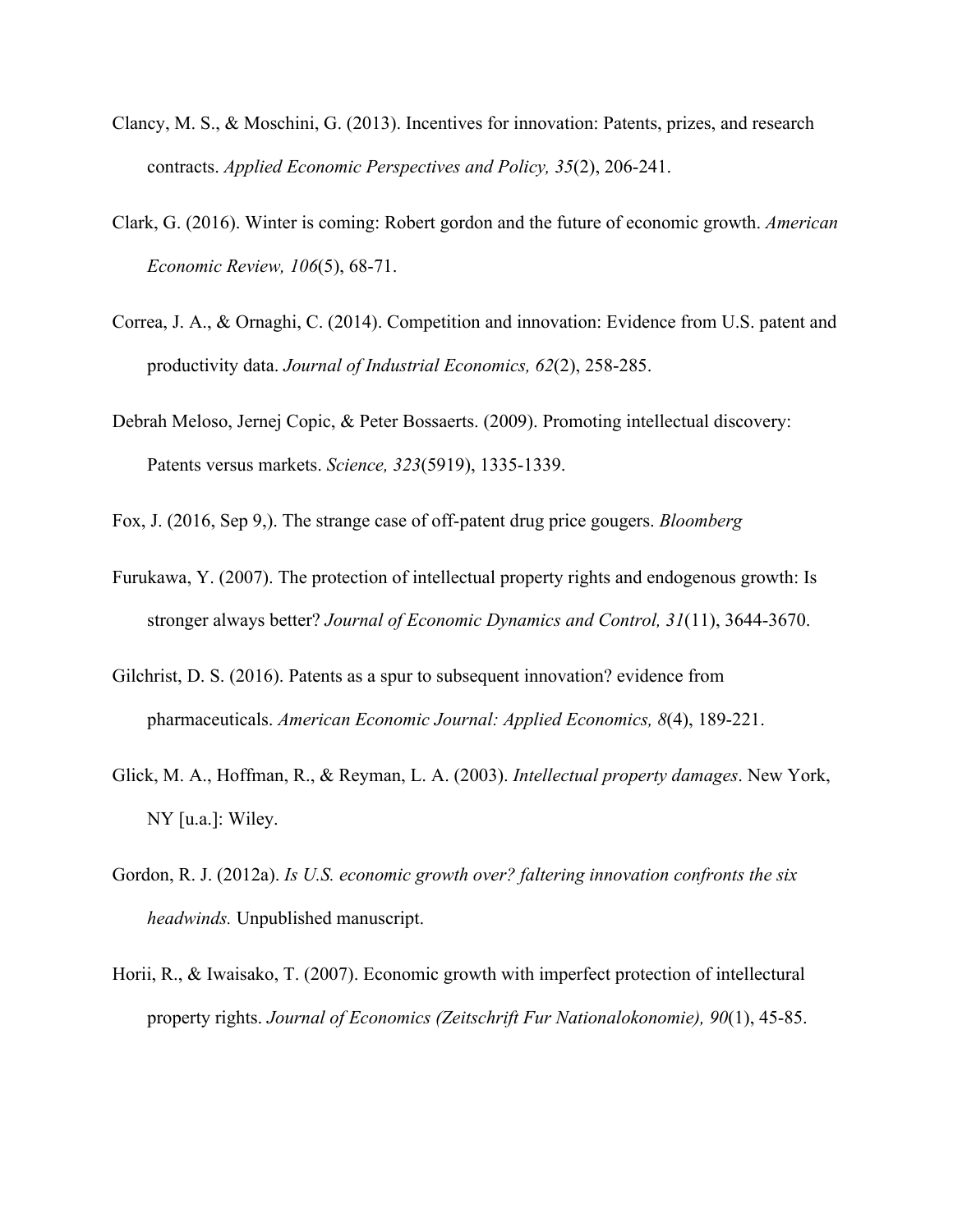Clancy, M. S., & Moschini, G. (2013). Incentives for innovation: Patents, prizes, and research contracts. *Applied Economic Perspectives and Policy, 35*(2), 206-241.

Clark, G. (2016). Winter is coming: Robert gordon and the future of economic growth. *American Economic Review, 106*(5), 68-71.

Correa, J. A., & Ornaghi, C. (2014). Competition and innovation: Evidence from U.S. patent and productivity data. *Journal of Industrial Economics, 62*(2), 258-285.

Debrah Meloso, Jernej Copic, & Peter Bossaerts. (2009). Promoting intellectual discovery: Patents versus markets. *Science, 323*(5919), 1335-1339.

Fox, J. (2016, Sep 9,). The strange case of off-patent drug price gougers. *Bloomberg*

Furukawa, Y. (2007). The protection of intellectual property rights and endogenous growth: Is stronger always better? *Journal of Economic Dynamics and Control, 31*(11), 3644-3670.

Gilchrist, D. S. (2016). Patents as a spur to subsequent innovation? evidence from pharmaceuticals. *American Economic Journal: Applied Economics, 8*(4), 189-221.

Glick, M. A., Hoffman, R., & Reyman, L. A. (2003). *Intellectual property damages*. New York, NY [u.a.]: Wiley.

Gordon, R. J. (2012a). *Is U.S. economic growth over? faltering innovation confronts the six headwinds.* Unpublished manuscript.

Horii, R., & Iwaisako, T. (2007). Economic growth with imperfect protection of intellectural property rights. *Journal of Economics (Zeitschrift Fur Nationalokonomie), 90*(1), 45-85.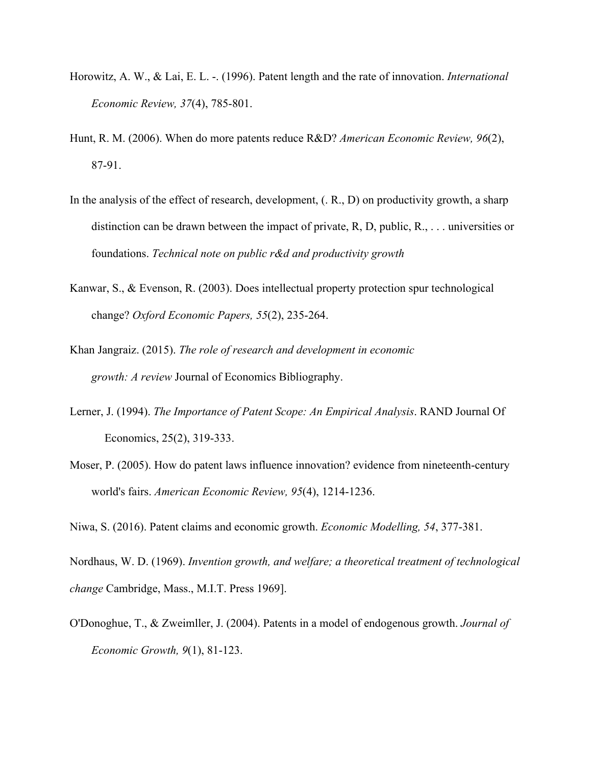Horowitz, A. W., & Lai, E. L. -. (1996). Patent length and the rate of innovation. *International Economic Review, 37*(4), 785-801.

Hunt, R. M. (2006). When do more patents reduce R&D? *American Economic Review, 96*(2), 87-91.

In the analysis of the effect of research, development, (. R., D) on productivity growth, a sharp distinction can be drawn between the impact of private, R, D, public, R., . . . universities or foundations. *Technical note on public r&d and productivity growth*

Kanwar, S., & Evenson, R. (2003). Does intellectual property protection spur technological change? *Oxford Economic Papers, 55*(2), 235-264.

Khan Jangraiz. (2015). *The role of research and development in economic growth: A review* Journal of Economics Bibliography.

Lerner, J. (1994). *The Importance of Patent Scope: An Empirical Analysis*. RAND Journal Of Economics, 25(2), 319-333.

Moser, P. (2005). How do patent laws influence innovation? evidence from nineteenth-century world's fairs. *American Economic Review, 95*(4), 1214-1236.

Niwa, S. (2016). Patent claims and economic growth. *Economic Modelling, 54*, 377-381.

Nordhaus, W. D. (1969). *Invention growth, and welfare; a theoretical treatment of technological change* Cambridge, Mass., M.I.T. Press 1969].

O'Donoghue, T., & Zweimller, J. (2004). Patents in a model of endogenous growth. *Journal of Economic Growth, 9*(1), 81-123.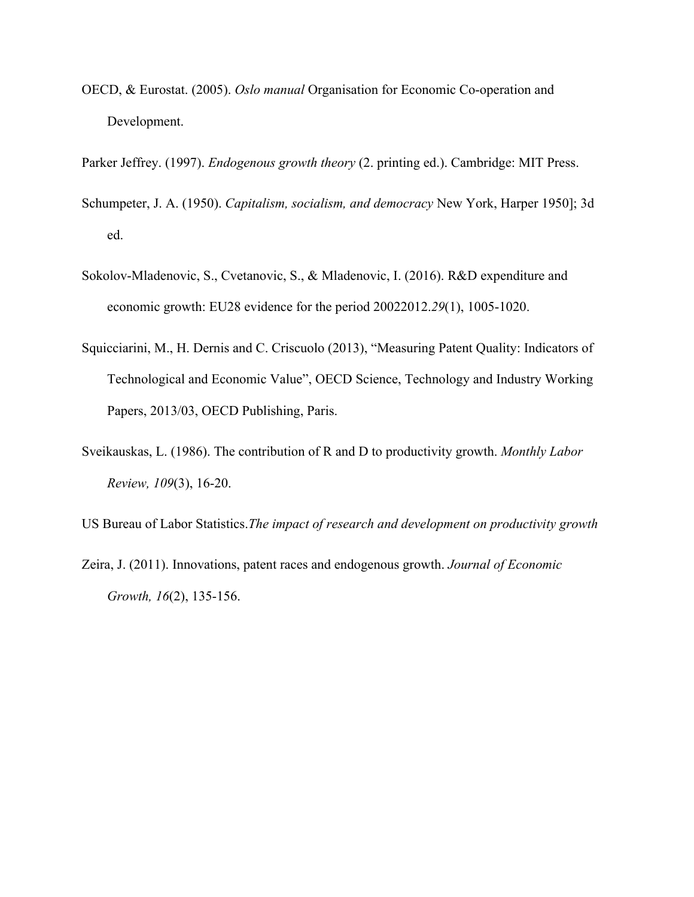OECD, & Eurostat. (2005). *Oslo manual* Organisation for Economic Co-operation and Development.

Parker Jeffrey. (1997). *Endogenous growth theory* (2. printing ed.). Cambridge: MIT Press.

Schumpeter, J. A. (1950). *Capitalism, socialism, and democracy* New York, Harper 1950]; 3d ed.

Sokolov-Mladenovic, S., Cvetanovic, S., & Mladenovic, I. (2016). R&D expenditure and economic growth: EU28 evidence for the period 20022012.*29*(1), 1005-1020.

Squicciarini, M., H. Dernis and C. Criscuolo (2013), "Measuring Patent Quality: Indicators of Technological and Economic Value", OECD Science, Technology and Industry Working Papers, 2013/03, OECD Publishing, Paris.

Sveikauskas, L. (1986). The contribution of R and D to productivity growth. *Monthly Labor Review, 109*(3), 16-20.

US Bureau of Labor Statistics.*The impact of research and development on productivity growth*

Zeira, J. (2011). Innovations, patent races and endogenous growth. *Journal of Economic Growth, 16*(2), 135-156.